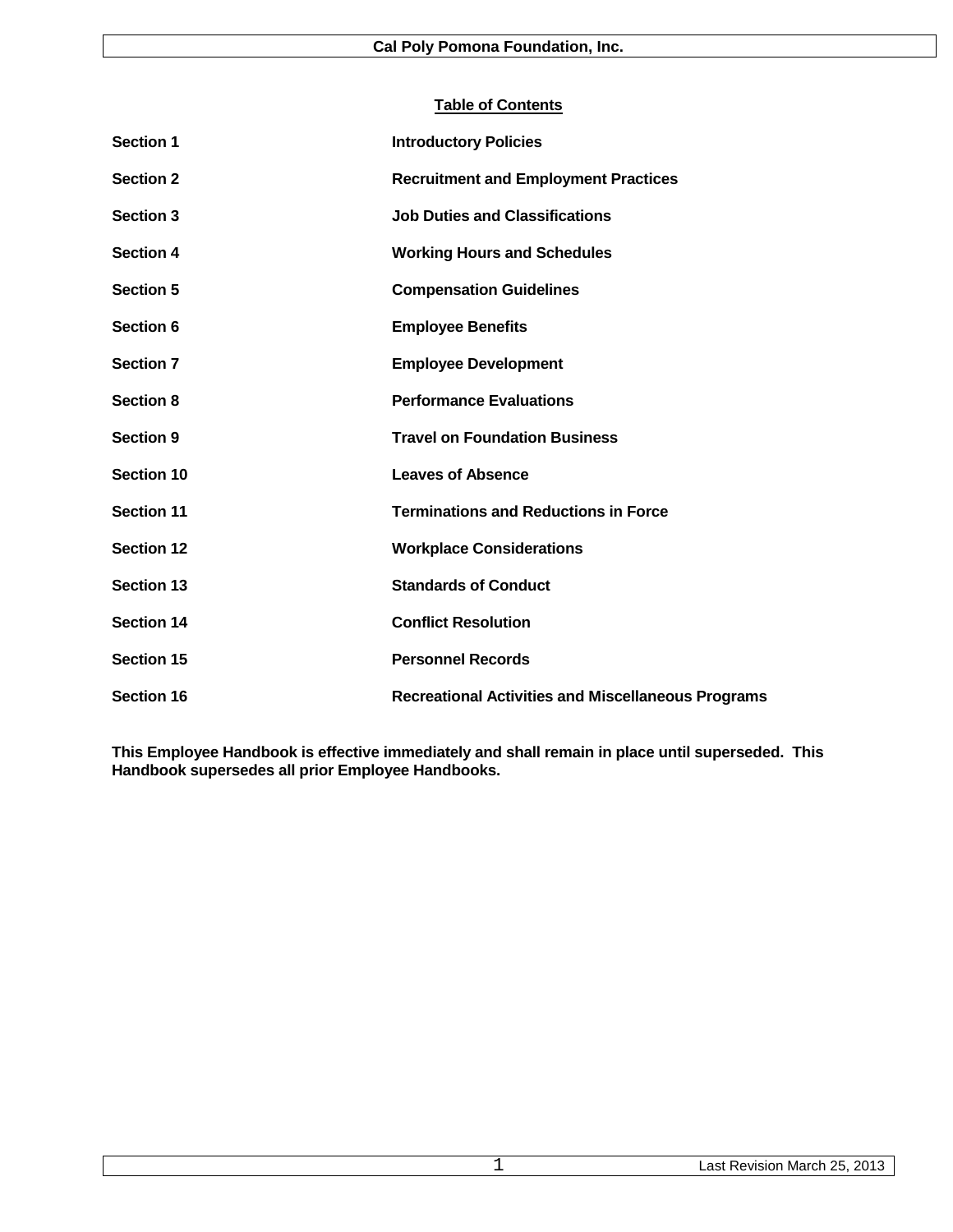# Table of Contents

| | |
|---|---|
| **Section 1** | **Introductory Policies** |
| **Section 2** | **Recruitment and Employment Practices** |
| **Section 3** | **Job Duties and Classifications** |
| **Section 4** | **Working Hours and Schedules** |
| **Section 5** | **Compensation Guidelines** |
| **Section 6** | **Employee Benefits** |
| **Section 7** | **Employee Development** |
| **Section 8** | **Performance Evaluations** |
| **Section 9** | **Travel on Foundation Business** |
| **Section 10** | **Leaves of Absence** |
| **Section 11** | **Terminations and Reductions in Force** |
| **Section 12** | **Workplace Considerations** |
| **Section 13** | **Standards of Conduct** |
| **Section 14** | **Conflict Resolution** |
| **Section 15** | **Personnel Records** |
| **Section 16** | **Recreational Activities and Miscellaneous Programs** |

**This Employee Handbook is effective immediately and shall remain in place until superseded. This Handbook supersedes all prior Employee Handbooks.**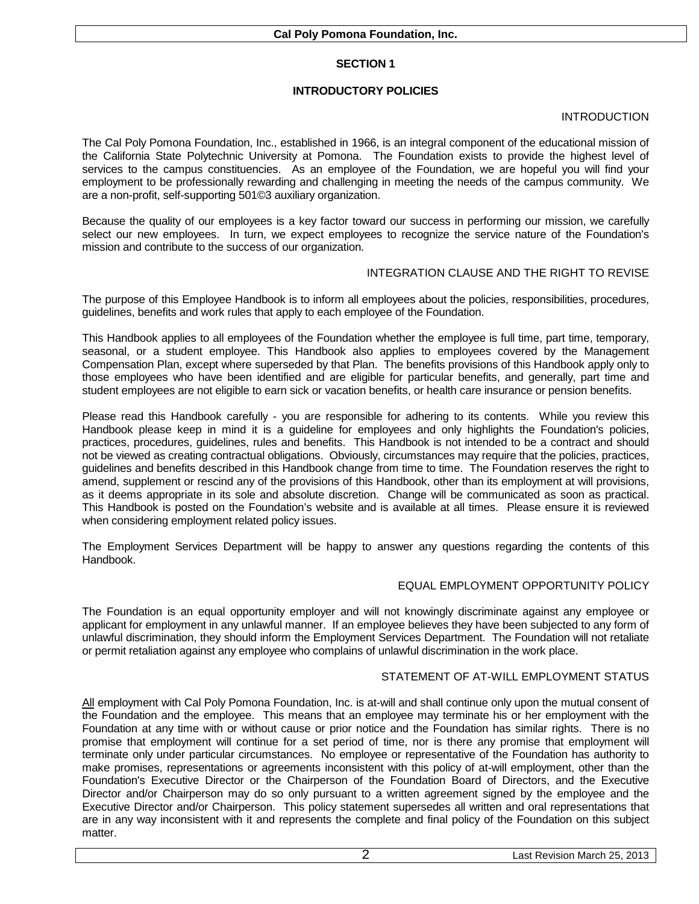## SECTION 1

## INTRODUCTORY POLICIES

### INTRODUCTION

The Cal Poly Pomona Foundation, Inc., established in 1966, is an integral component of the educational mission of the California State Polytechnic University at Pomona. The Foundation exists to provide the highest level of services to the campus constituencies. As an employee of the Foundation, we are hopeful you will find your employment to be professionally rewarding and challenging in meeting the needs of the campus community. We are a non-profit, self-supporting 501©3 auxiliary organization.

Because the quality of our employees is a key factor toward our success in performing our mission, we carefully select our new employees. In turn, we expect employees to recognize the service nature of the Foundation's mission and contribute to the success of our organization.

### INTEGRATION CLAUSE AND THE RIGHT TO REVISE

The purpose of this Employee Handbook is to inform all employees about the policies, responsibilities, procedures, guidelines, benefits and work rules that apply to each employee of the Foundation.

This Handbook applies to all employees of the Foundation whether the employee is full time, part time, temporary, seasonal, or a student employee. This Handbook also applies to employees covered by the Management Compensation Plan, except where superseded by that Plan. The benefits provisions of this Handbook apply only to those employees who have been identified and are eligible for particular benefits, and generally, part time and student employees are not eligible to earn sick or vacation benefits, or health care insurance or pension benefits.

Please read this Handbook carefully - you are responsible for adhering to its contents. While you review this Handbook please keep in mind it is a guideline for employees and only highlights the Foundation's policies, practices, procedures, guidelines, rules and benefits. This Handbook is not intended to be a contract and should not be viewed as creating contractual obligations. Obviously, circumstances may require that the policies, practices, guidelines and benefits described in this Handbook change from time to time. The Foundation reserves the right to amend, supplement or rescind any of the provisions of this Handbook, other than its employment at will provisions, as it deems appropriate in its sole and absolute discretion. Change will be communicated as soon as practical. This Handbook is posted on the Foundation's website and is available at all times. Please ensure it is reviewed when considering employment related policy issues.

The Employment Services Department will be happy to answer any questions regarding the contents of this Handbook.

### EQUAL EMPLOYMENT OPPORTUNITY POLICY

The Foundation is an equal opportunity employer and will not knowingly discriminate against any employee or applicant for employment in any unlawful manner. If an employee believes they have been subjected to any form of unlawful discrimination, they should inform the Employment Services Department. The Foundation will not retaliate or permit retaliation against any employee who complains of unlawful discrimination in the work place.

### STATEMENT OF AT-WILL EMPLOYMENT STATUS

<u>All</u> employment with Cal Poly Pomona Foundation, Inc. is at-will and shall continue only upon the mutual consent of the Foundation and the employee. This means that an employee may terminate his or her employment with the Foundation at any time with or without cause or prior notice and the Foundation has similar rights. There is no promise that employment will continue for a set period of time, nor is there any promise that employment will terminate only under particular circumstances. No employee or representative of the Foundation has authority to make promises, representations or agreements inconsistent with this policy of at-will employment, other than the Foundation's Executive Director or the Chairperson of the Foundation Board of Directors, and the Executive Director and/or Chairperson may do so only pursuant to a written agreement signed by the employee and the Executive Director and/or Chairperson. This policy statement supersedes all written and oral representations that are in any way inconsistent with it and represents the complete and final policy of the Foundation on this subject matter.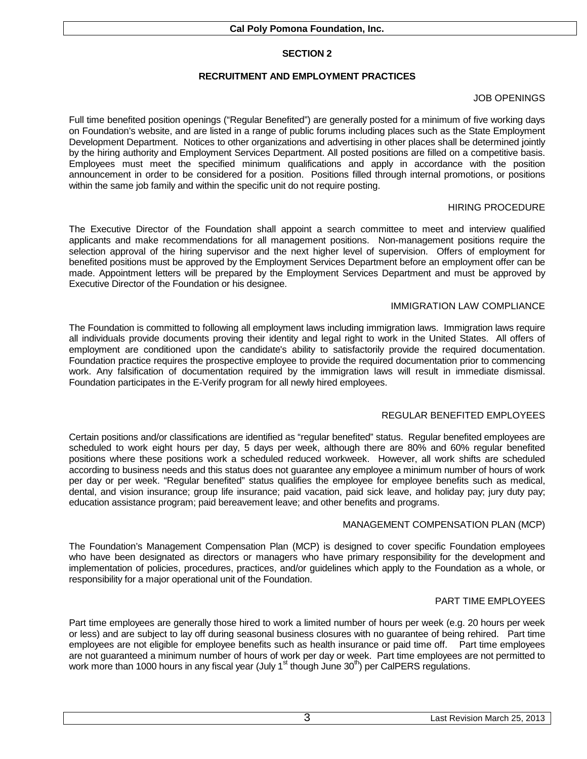## SECTION 2

### RECRUITMENT AND EMPLOYMENT PRACTICES

#### JOB OPENINGS

Full time benefited position openings ("Regular Benefited") are generally posted for a minimum of five working days on Foundation's website, and are listed in a range of public forums including places such as the State Employment Development Department. Notices to other organizations and advertising in other places shall be determined jointly by the hiring authority and Employment Services Department. All posted positions are filled on a competitive basis. Employees must meet the specified minimum qualifications and apply in accordance with the position announcement in order to be considered for a position. Positions filled through internal promotions, or positions within the same job family and within the specific unit do not require posting.

#### HIRING PROCEDURE

The Executive Director of the Foundation shall appoint a search committee to meet and interview qualified applicants and make recommendations for all management positions. Non-management positions require the selection approval of the hiring supervisor and the next higher level of supervision. Offers of employment for benefited positions must be approved by the Employment Services Department before an employment offer can be made. Appointment letters will be prepared by the Employment Services Department and must be approved by Executive Director of the Foundation or his designee.

#### IMMIGRATION LAW COMPLIANCE

The Foundation is committed to following all employment laws including immigration laws. Immigration laws require all individuals provide documents proving their identity and legal right to work in the United States. All offers of employment are conditioned upon the candidate's ability to satisfactorily provide the required documentation. Foundation practice requires the prospective employee to provide the required documentation prior to commencing work. Any falsification of documentation required by the immigration laws will result in immediate dismissal. Foundation participates in the E-Verify program for all newly hired employees.

#### REGULAR BENEFITED EMPLOYEES

Certain positions and/or classifications are identified as "regular benefited" status. Regular benefited employees are scheduled to work eight hours per day, 5 days per week, although there are 80% and 60% regular benefited positions where these positions work a scheduled reduced workweek. However, all work shifts are scheduled according to business needs and this status does not guarantee any employee a minimum number of hours of work per day or per week. "Regular benefited" status qualifies the employee for employee benefits such as medical, dental, and vision insurance; group life insurance; paid vacation, paid sick leave, and holiday pay; jury duty pay; education assistance program; paid bereavement leave; and other benefits and programs.

#### MANAGEMENT COMPENSATION PLAN (MCP)

The Foundation's Management Compensation Plan (MCP) is designed to cover specific Foundation employees who have been designated as directors or managers who have primary responsibility for the development and implementation of policies, procedures, practices, and/or guidelines which apply to the Foundation as a whole, or responsibility for a major operational unit of the Foundation.

#### PART TIME EMPLOYEES

Part time employees are generally those hired to work a limited number of hours per week (e.g. 20 hours per week or less) and are subject to lay off during seasonal business closures with no guarantee of being rehired. Part time employees are not eligible for employee benefits such as health insurance or paid time off. Part time employees are not guaranteed a minimum number of hours of work per day or week. Part time employees are not permitted to work more than 1000 hours in any fiscal year (July 1st though June 30th) per CalPERS regulations.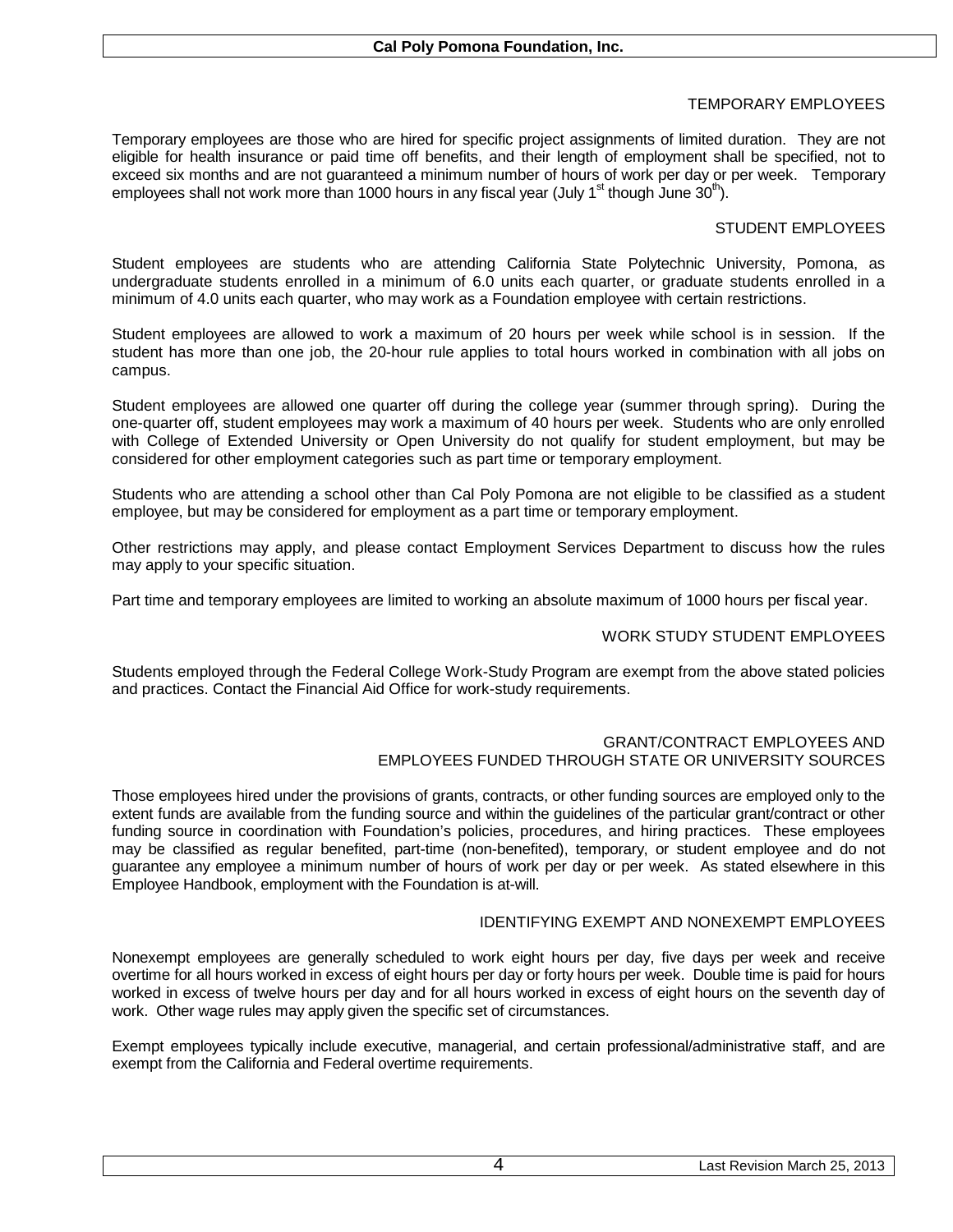## TEMPORARY EMPLOYEES

Temporary employees are those who are hired for specific project assignments of limited duration. They are not eligible for health insurance or paid time off benefits, and their length of employment shall be specified, not to exceed six months and are not guaranteed a minimum number of hours of work per day or per week. Temporary employees shall not work more than 1000 hours in any fiscal year (July 1st though June 30th).

## STUDENT EMPLOYEES

Student employees are students who are attending California State Polytechnic University, Pomona, as undergraduate students enrolled in a minimum of 6.0 units each quarter, or graduate students enrolled in a minimum of 4.0 units each quarter, who may work as a Foundation employee with certain restrictions.

Student employees are allowed to work a maximum of 20 hours per week while school is in session. If the student has more than one job, the 20-hour rule applies to total hours worked in combination with all jobs on campus.

Student employees are allowed one quarter off during the college year (summer through spring). During the one-quarter off, student employees may work a maximum of 40 hours per week. Students who are only enrolled with College of Extended University or Open University do not qualify for student employment, but may be considered for other employment categories such as part time or temporary employment.

Students who are attending a school other than Cal Poly Pomona are not eligible to be classified as a student employee, but may be considered for employment as a part time or temporary employment.

Other restrictions may apply, and please contact Employment Services Department to discuss how the rules may apply to your specific situation.

Part time and temporary employees are limited to working an absolute maximum of 1000 hours per fiscal year.

## WORK STUDY STUDENT EMPLOYEES

Students employed through the Federal College Work-Study Program are exempt from the above stated policies and practices. Contact the Financial Aid Office for work-study requirements.

## GRANT/CONTRACT EMPLOYEES AND EMPLOYEES FUNDED THROUGH STATE OR UNIVERSITY SOURCES

Those employees hired under the provisions of grants, contracts, or other funding sources are employed only to the extent funds are available from the funding source and within the guidelines of the particular grant/contract or other funding source in coordination with Foundation's policies, procedures, and hiring practices. These employees may be classified as regular benefited, part-time (non-benefited), temporary, or student employee and do not guarantee any employee a minimum number of hours of work per day or per week. As stated elsewhere in this Employee Handbook, employment with the Foundation is at-will.

## IDENTIFYING EXEMPT AND NONEXEMPT EMPLOYEES

Nonexempt employees are generally scheduled to work eight hours per day, five days per week and receive overtime for all hours worked in excess of eight hours per day or forty hours per week. Double time is paid for hours worked in excess of twelve hours per day and for all hours worked in excess of eight hours on the seventh day of work. Other wage rules may apply given the specific set of circumstances.

Exempt employees typically include executive, managerial, and certain professional/administrative staff, and are exempt from the California and Federal overtime requirements.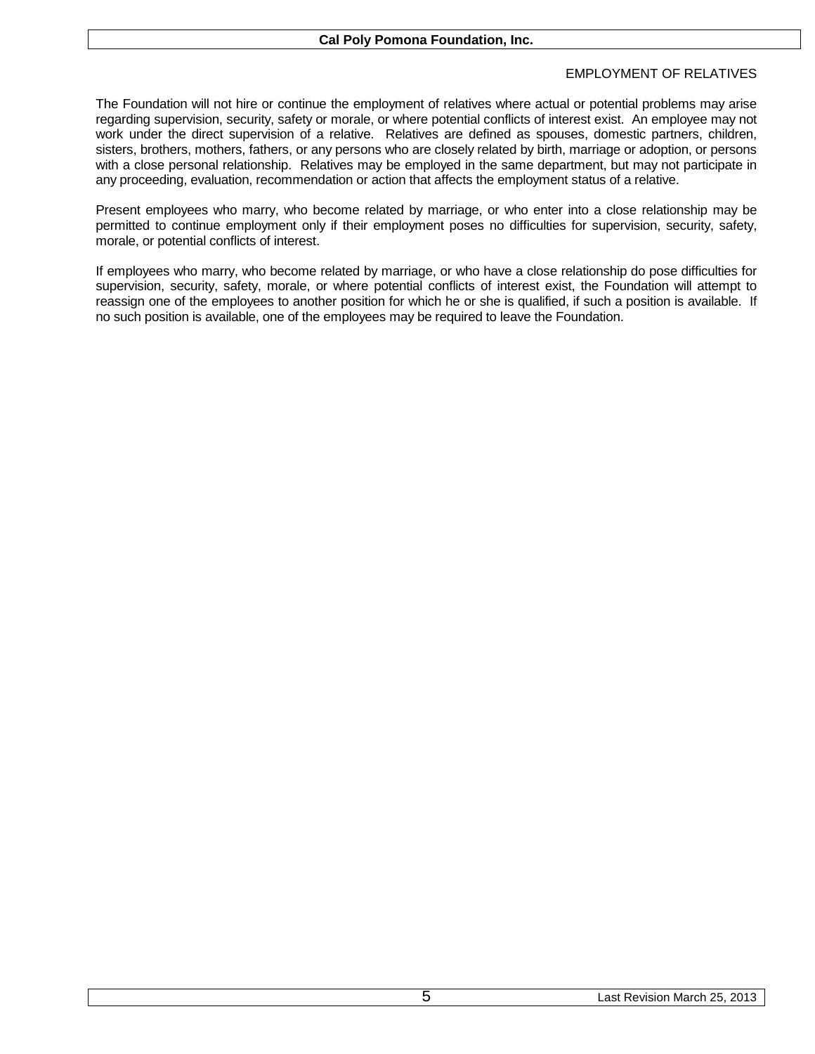## EMPLOYMENT OF RELATIVES

The Foundation will not hire or continue the employment of relatives where actual or potential problems may arise regarding supervision, security, safety or morale, or where potential conflicts of interest exist. An employee may not work under the direct supervision of a relative. Relatives are defined as spouses, domestic partners, children, sisters, brothers, mothers, fathers, or any persons who are closely related by birth, marriage or adoption, or persons with a close personal relationship. Relatives may be employed in the same department, but may not participate in any proceeding, evaluation, recommendation or action that affects the employment status of a relative.

Present employees who marry, who become related by marriage, or who enter into a close relationship may be permitted to continue employment only if their employment poses no difficulties for supervision, security, safety, morale, or potential conflicts of interest.

If employees who marry, who become related by marriage, or who have a close relationship do pose difficulties for supervision, security, safety, morale, or where potential conflicts of interest exist, the Foundation will attempt to reassign one of the employees to another position for which he or she is qualified, if such a position is available. If no such position is available, one of the employees may be required to leave the Foundation.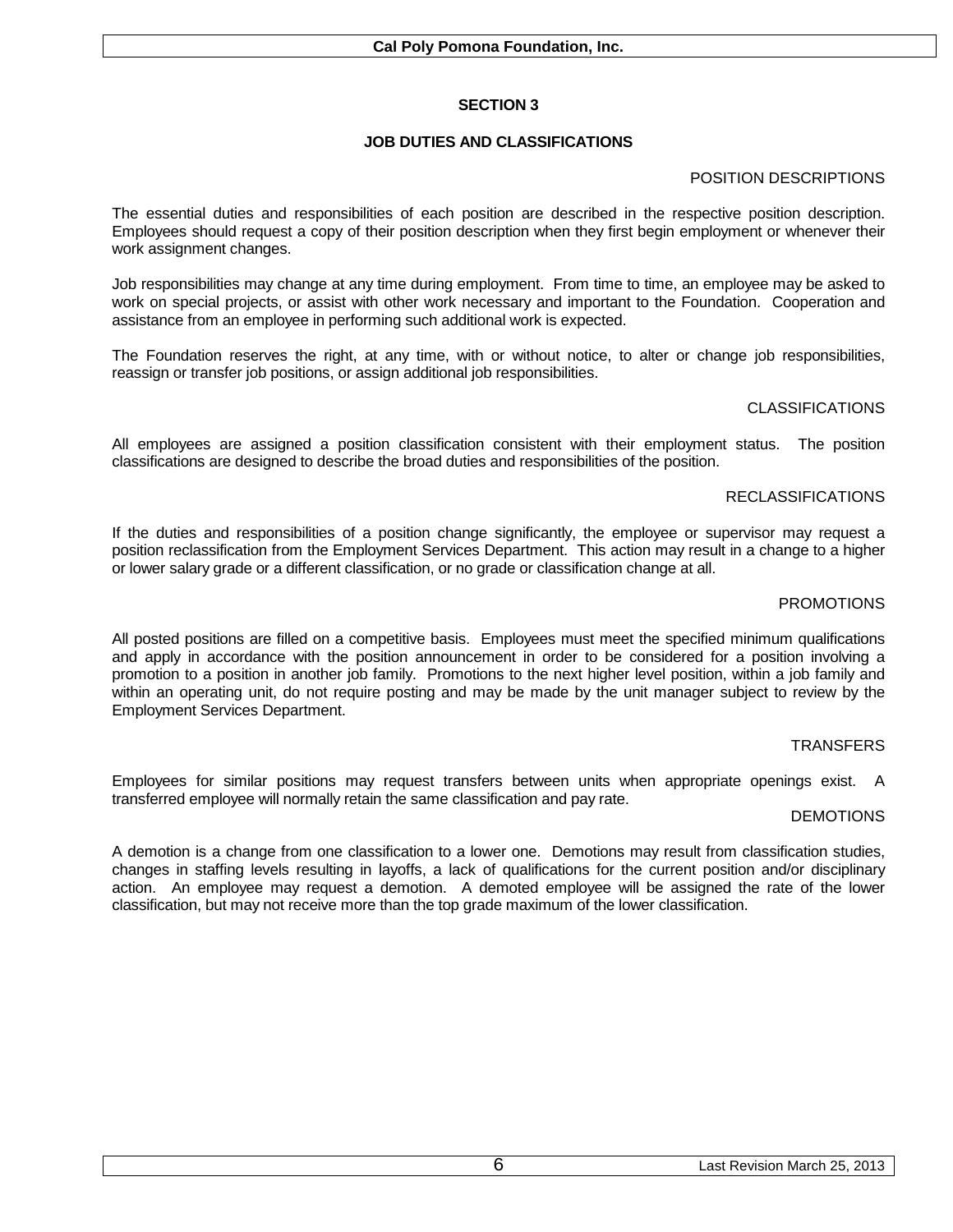# SECTION 3

## JOB DUTIES AND CLASSIFICATIONS

### POSITION DESCRIPTIONS

The essential duties and responsibilities of each position are described in the respective position description. Employees should request a copy of their position description when they first begin employment or whenever their work assignment changes.

Job responsibilities may change at any time during employment. From time to time, an employee may be asked to work on special projects, or assist with other work necessary and important to the Foundation. Cooperation and assistance from an employee in performing such additional work is expected.

The Foundation reserves the right, at any time, with or without notice, to alter or change job responsibilities, reassign or transfer job positions, or assign additional job responsibilities.

### CLASSIFICATIONS

All employees are assigned a position classification consistent with their employment status. The position classifications are designed to describe the broad duties and responsibilities of the position.

### RECLASSIFICATIONS

If the duties and responsibilities of a position change significantly, the employee or supervisor may request a position reclassification from the Employment Services Department. This action may result in a change to a higher or lower salary grade or a different classification, or no grade or classification change at all.

### PROMOTIONS

All posted positions are filled on a competitive basis. Employees must meet the specified minimum qualifications and apply in accordance with the position announcement in order to be considered for a position involving a promotion to a position in another job family. Promotions to the next higher level position, within a job family and within an operating unit, do not require posting and may be made by the unit manager subject to review by the Employment Services Department.

### TRANSFERS

Employees for similar positions may request transfers between units when appropriate openings exist. A transferred employee will normally retain the same classification and pay rate.

### DEMOTIONS

A demotion is a change from one classification to a lower one. Demotions may result from classification studies, changes in staffing levels resulting in layoffs, a lack of qualifications for the current position and/or disciplinary action. An employee may request a demotion. A demoted employee will be assigned the rate of the lower classification, but may not receive more than the top grade maximum of the lower classification.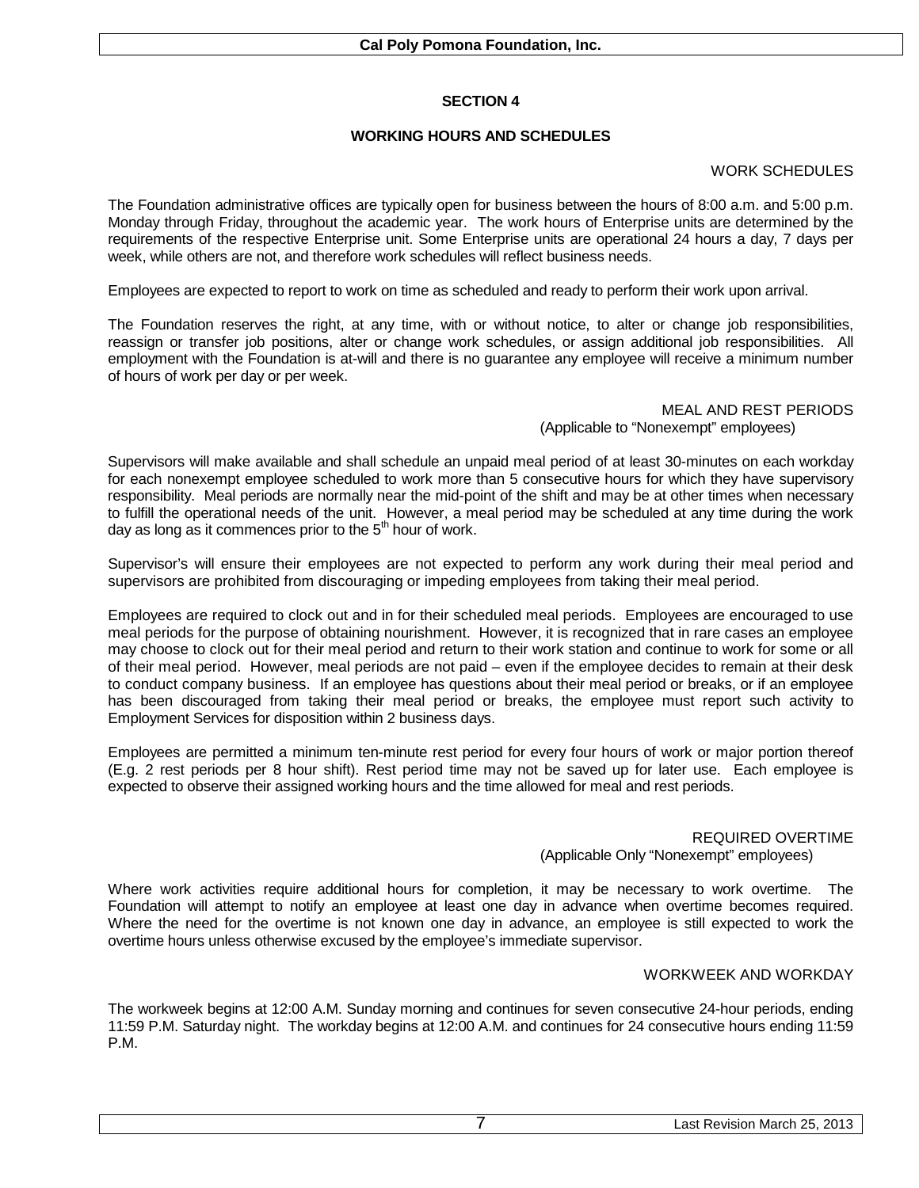## SECTION 4

## WORKING HOURS AND SCHEDULES

### WORK SCHEDULES

The Foundation administrative offices are typically open for business between the hours of 8:00 a.m. and 5:00 p.m. Monday through Friday, throughout the academic year. The work hours of Enterprise units are determined by the requirements of the respective Enterprise unit. Some Enterprise units are operational 24 hours a day, 7 days per week, while others are not, and therefore work schedules will reflect business needs.

Employees are expected to report to work on time as scheduled and ready to perform their work upon arrival.

The Foundation reserves the right, at any time, with or without notice, to alter or change job responsibilities, reassign or transfer job positions, alter or change work schedules, or assign additional job responsibilities. All employment with the Foundation is at-will and there is no guarantee any employee will receive a minimum number of hours of work per day or per week.

### MEAL AND REST PERIODS
(Applicable to "Nonexempt" employees)

Supervisors will make available and shall schedule an unpaid meal period of at least 30-minutes on each workday for each nonexempt employee scheduled to work more than 5 consecutive hours for which they have supervisory responsibility. Meal periods are normally near the mid-point of the shift and may be at other times when necessary to fulfill the operational needs of the unit. However, a meal period may be scheduled at any time during the work day as long as it commences prior to the 5th hour of work.

Supervisor's will ensure their employees are not expected to perform any work during their meal period and supervisors are prohibited from discouraging or impeding employees from taking their meal period.

Employees are required to clock out and in for their scheduled meal periods. Employees are encouraged to use meal periods for the purpose of obtaining nourishment. However, it is recognized that in rare cases an employee may choose to clock out for their meal period and return to their work station and continue to work for some or all of their meal period. However, meal periods are not paid – even if the employee decides to remain at their desk to conduct company business. If an employee has questions about their meal period or breaks, or if an employee has been discouraged from taking their meal period or breaks, the employee must report such activity to Employment Services for disposition within 2 business days.

Employees are permitted a minimum ten-minute rest period for every four hours of work or major portion thereof (E.g. 2 rest periods per 8 hour shift). Rest period time may not be saved up for later use. Each employee is expected to observe their assigned working hours and the time allowed for meal and rest periods.

### REQUIRED OVERTIME
(Applicable Only "Nonexempt" employees)

Where work activities require additional hours for completion, it may be necessary to work overtime. The Foundation will attempt to notify an employee at least one day in advance when overtime becomes required. Where the need for the overtime is not known one day in advance, an employee is still expected to work the overtime hours unless otherwise excused by the employee's immediate supervisor.

### WORKWEEK AND WORKDAY

The workweek begins at 12:00 A.M. Sunday morning and continues for seven consecutive 24-hour periods, ending 11:59 P.M. Saturday night. The workday begins at 12:00 A.M. and continues for 24 consecutive hours ending 11:59 P.M.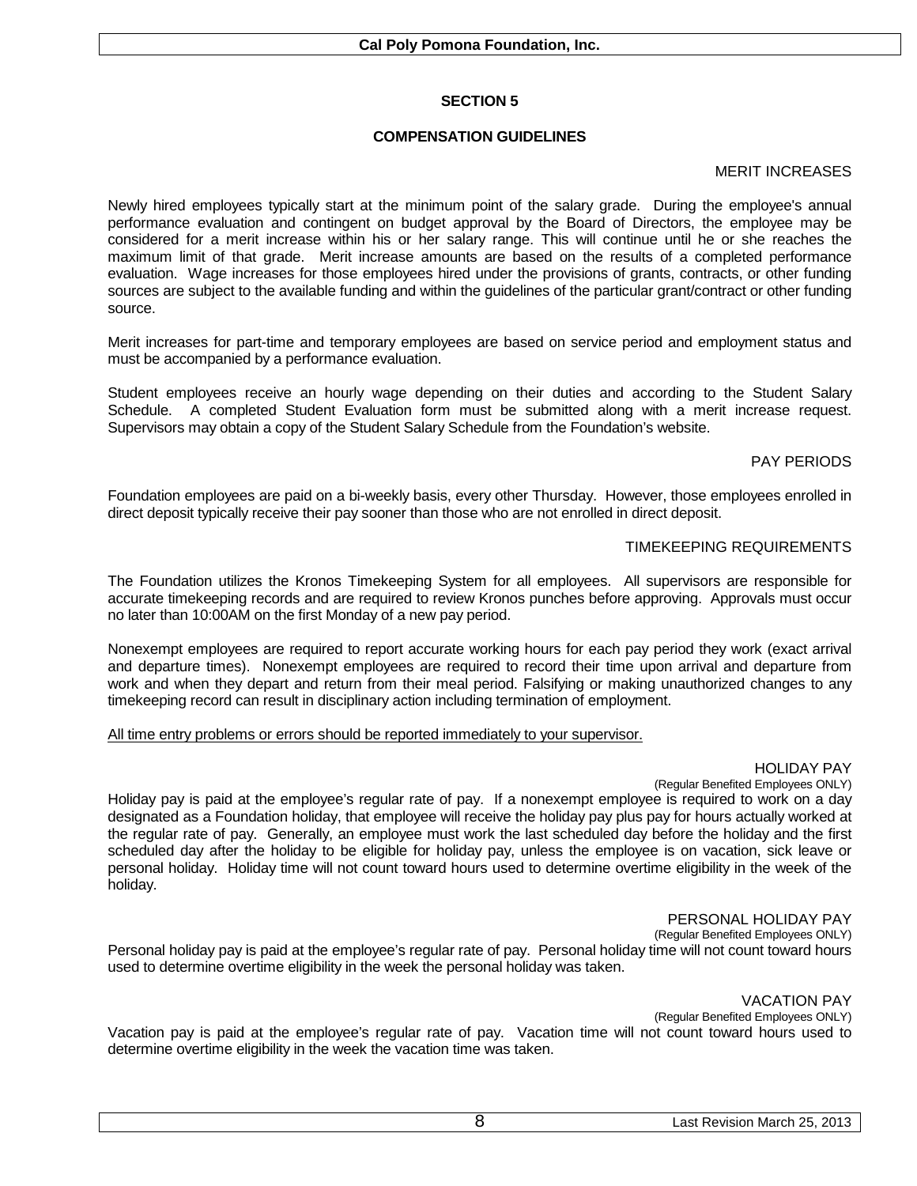## SECTION 5

## COMPENSATION GUIDELINES

### MERIT INCREASES

Newly hired employees typically start at the minimum point of the salary grade. During the employee's annual performance evaluation and contingent on budget approval by the Board of Directors, the employee may be considered for a merit increase within his or her salary range. This will continue until he or she reaches the maximum limit of that grade. Merit increase amounts are based on the results of a completed performance evaluation. Wage increases for those employees hired under the provisions of grants, contracts, or other funding sources are subject to the available funding and within the guidelines of the particular grant/contract or other funding source.

Merit increases for part-time and temporary employees are based on service period and employment status and must be accompanied by a performance evaluation.

Student employees receive an hourly wage depending on their duties and according to the Student Salary Schedule. A completed Student Evaluation form must be submitted along with a merit increase request. Supervisors may obtain a copy of the Student Salary Schedule from the Foundation's website.

### PAY PERIODS

Foundation employees are paid on a bi-weekly basis, every other Thursday. However, those employees enrolled in direct deposit typically receive their pay sooner than those who are not enrolled in direct deposit.

### TIMEKEEPING REQUIREMENTS

The Foundation utilizes the Kronos Timekeeping System for all employees. All supervisors are responsible for accurate timekeeping records and are required to review Kronos punches before approving. Approvals must occur no later than 10:00AM on the first Monday of a new pay period.

Nonexempt employees are required to report accurate working hours for each pay period they work (exact arrival and departure times). Nonexempt employees are required to record their time upon arrival and departure from work and when they depart and return from their meal period. Falsifying or making unauthorized changes to any timekeeping record can result in disciplinary action including termination of employment.

<u>All time entry problems or errors should be reported immediately to your supervisor.</u>

### HOLIDAY PAY

(Regular Benefited Employees ONLY)

Holiday pay is paid at the employee's regular rate of pay. If a nonexempt employee is required to work on a day designated as a Foundation holiday, that employee will receive the holiday pay plus pay for hours actually worked at the regular rate of pay. Generally, an employee must work the last scheduled day before the holiday and the first scheduled day after the holiday to be eligible for holiday pay, unless the employee is on vacation, sick leave or personal holiday. Holiday time will not count toward hours used to determine overtime eligibility in the week of the holiday.

### PERSONAL HOLIDAY PAY

(Regular Benefited Employees ONLY)

Personal holiday pay is paid at the employee's regular rate of pay. Personal holiday time will not count toward hours used to determine overtime eligibility in the week the personal holiday was taken.

### VACATION PAY

(Regular Benefited Employees ONLY)

Vacation pay is paid at the employee's regular rate of pay. Vacation time will not count toward hours used to determine overtime eligibility in the week the vacation time was taken.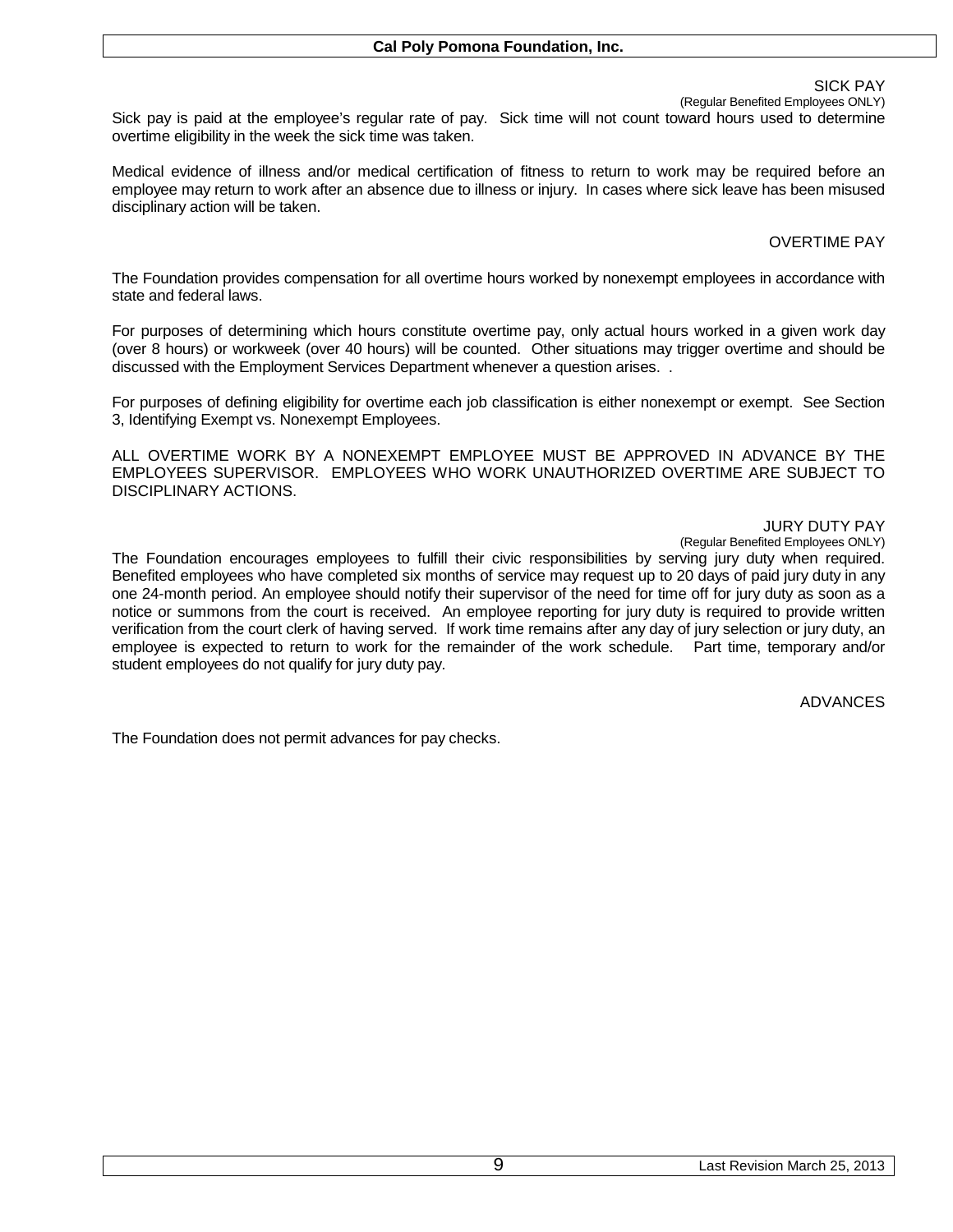## SICK PAY

(Regular Benefited Employees ONLY)

Sick pay is paid at the employee's regular rate of pay. Sick time will not count toward hours used to determine overtime eligibility in the week the sick time was taken.

Medical evidence of illness and/or medical certification of fitness to return to work may be required before an employee may return to work after an absence due to illness or injury. In cases where sick leave has been misused disciplinary action will be taken.

## OVERTIME PAY

The Foundation provides compensation for all overtime hours worked by nonexempt employees in accordance with state and federal laws.

For purposes of determining which hours constitute overtime pay, only actual hours worked in a given work day (over 8 hours) or workweek (over 40 hours) will be counted. Other situations may trigger overtime and should be discussed with the Employment Services Department whenever a question arises. .

For purposes of defining eligibility for overtime each job classification is either nonexempt or exempt. See Section 3, Identifying Exempt vs. Nonexempt Employees.

ALL OVERTIME WORK BY A NONEXEMPT EMPLOYEE MUST BE APPROVED IN ADVANCE BY THE EMPLOYEES SUPERVISOR. EMPLOYEES WHO WORK UNAUTHORIZED OVERTIME ARE SUBJECT TO DISCIPLINARY ACTIONS.

## JURY DUTY PAY

(Regular Benefited Employees ONLY)

The Foundation encourages employees to fulfill their civic responsibilities by serving jury duty when required. Benefited employees who have completed six months of service may request up to 20 days of paid jury duty in any one 24-month period. An employee should notify their supervisor of the need for time off for jury duty as soon as a notice or summons from the court is received. An employee reporting for jury duty is required to provide written verification from the court clerk of having served. If work time remains after any day of jury selection or jury duty, an employee is expected to return to work for the remainder of the work schedule. Part time, temporary and/or student employees do not qualify for jury duty pay.

## ADVANCES

The Foundation does not permit advances for pay checks.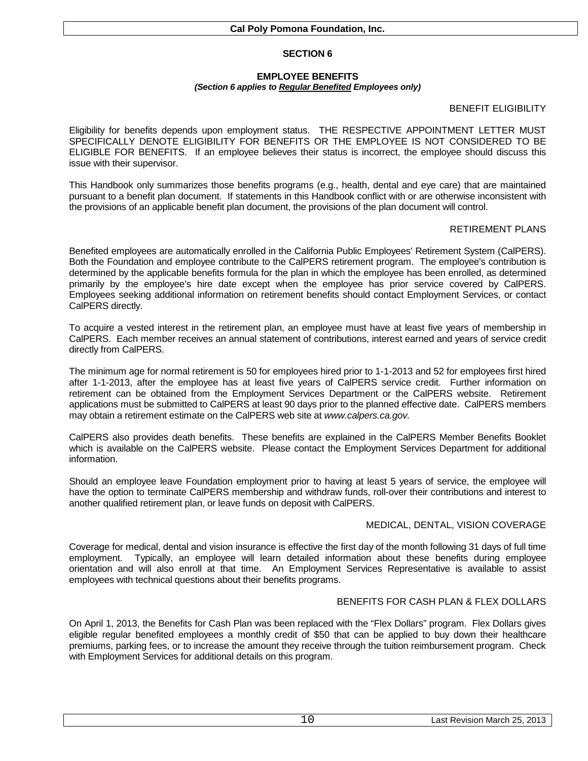## SECTION 6

### EMPLOYEE BENEFITS

***(Section 6 applies to Regular Benefited Employees only)***

#### BENEFIT ELIGIBILITY

Eligibility for benefits depends upon employment status. THE RESPECTIVE APPOINTMENT LETTER MUST SPECIFICALLY DENOTE ELIGIBILITY FOR BENEFITS OR THE EMPLOYEE IS NOT CONSIDERED TO BE ELIGIBLE FOR BENEFITS. If an employee believes their status is incorrect, the employee should discuss this issue with their supervisor.

This Handbook only summarizes those benefits programs (e.g., health, dental and eye care) that are maintained pursuant to a benefit plan document. If statements in this Handbook conflict with or are otherwise inconsistent with the provisions of an applicable benefit plan document, the provisions of the plan document will control.

#### RETIREMENT PLANS

Benefited employees are automatically enrolled in the California Public Employees' Retirement System (CalPERS). Both the Foundation and employee contribute to the CalPERS retirement program. The employee's contribution is determined by the applicable benefits formula for the plan in which the employee has been enrolled, as determined primarily by the employee's hire date except when the employee has prior service covered by CalPERS. Employees seeking additional information on retirement benefits should contact Employment Services, or contact CalPERS directly.

To acquire a vested interest in the retirement plan, an employee must have at least five years of membership in CalPERS. Each member receives an annual statement of contributions, interest earned and years of service credit directly from CalPERS.

The minimum age for normal retirement is 50 for employees hired prior to 1-1-2013 and 52 for employees first hired after 1-1-2013, after the employee has at least five years of CalPERS service credit. Further information on retirement can be obtained from the Employment Services Department or the CalPERS website. Retirement applications must be submitted to CalPERS at least 90 days prior to the planned effective date. CalPERS members may obtain a retirement estimate on the CalPERS web site at *www.calpers.ca.gov.*

CalPERS also provides death benefits. These benefits are explained in the CalPERS Member Benefits Booklet which is available on the CalPERS website. Please contact the Employment Services Department for additional information.

Should an employee leave Foundation employment prior to having at least 5 years of service, the employee will have the option to terminate CalPERS membership and withdraw funds, roll-over their contributions and interest to another qualified retirement plan, or leave funds on deposit with CalPERS.

#### MEDICAL, DENTAL, VISION COVERAGE

Coverage for medical, dental and vision insurance is effective the first day of the month following 31 days of full time employment. Typically, an employee will learn detailed information about these benefits during employee orientation and will also enroll at that time. An Employment Services Representative is available to assist employees with technical questions about their benefits programs.

#### BENEFITS FOR CASH PLAN & FLEX DOLLARS

On April 1, 2013, the Benefits for Cash Plan was been replaced with the "Flex Dollars" program. Flex Dollars gives eligible regular benefited employees a monthly credit of $50 that can be applied to buy down their healthcare premiums, parking fees, or to increase the amount they receive through the tuition reimbursement program. Check with Employment Services for additional details on this program.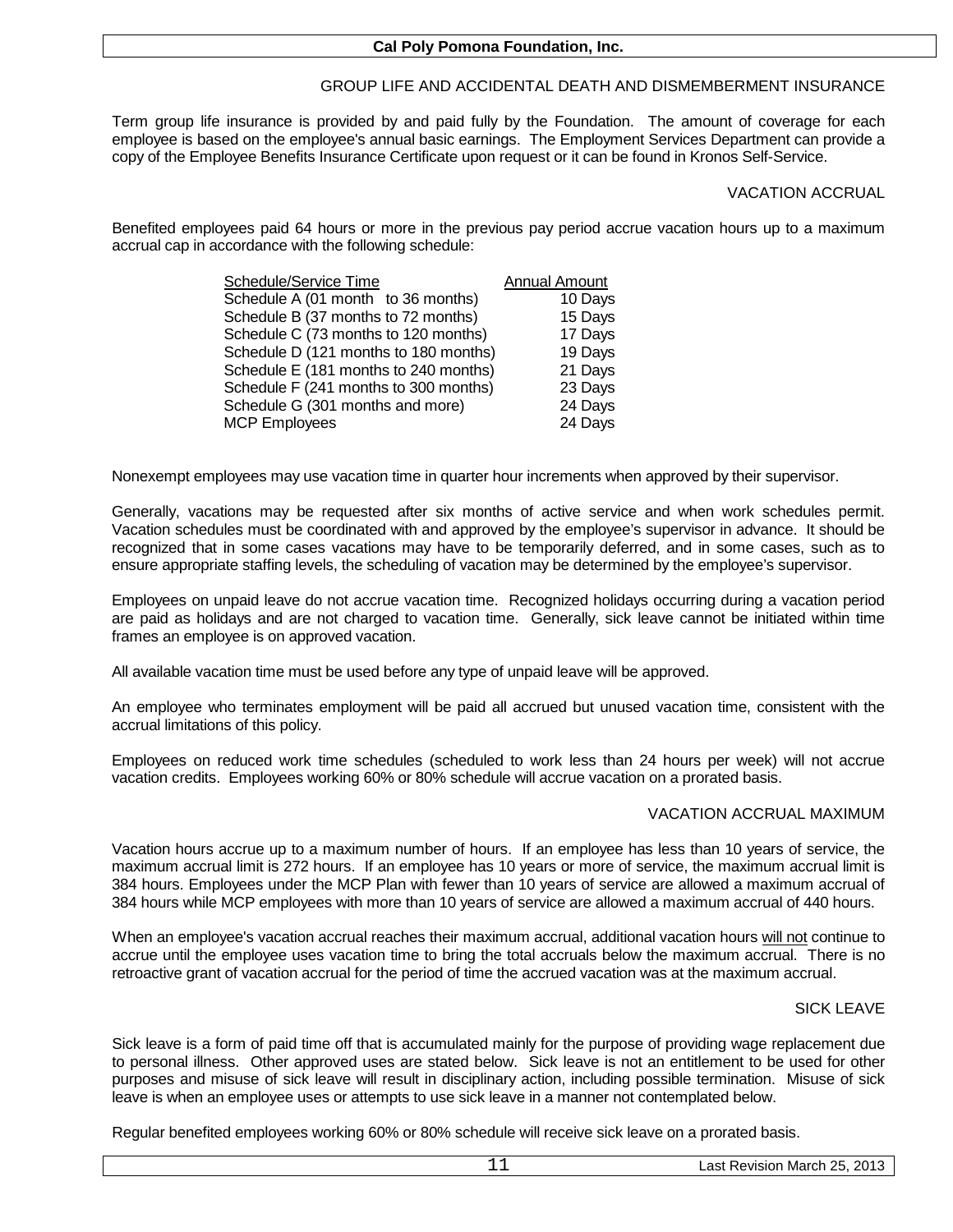## GROUP LIFE AND ACCIDENTAL DEATH AND DISMEMBERMENT INSURANCE

Term group life insurance is provided by and paid fully by the Foundation. The amount of coverage for each employee is based on the employee's annual basic earnings. The Employment Services Department can provide a copy of the Employee Benefits Insurance Certificate upon request or it can be found in Kronos Self-Service.

## VACATION ACCRUAL

Benefited employees paid 64 hours or more in the previous pay period accrue vacation hours up to a maximum accrual cap in accordance with the following schedule:

| Schedule/Service Time | Annual Amount |
|---|---|
| Schedule A (01 month to 36 months) | 10 Days |
| Schedule B (37 months to 72 months) | 15 Days |
| Schedule C (73 months to 120 months) | 17 Days |
| Schedule D (121 months to 180 months) | 19 Days |
| Schedule E (181 months to 240 months) | 21 Days |
| Schedule F (241 months to 300 months) | 23 Days |
| Schedule G (301 months and more) | 24 Days |
| MCP Employees | 24 Days |

Nonexempt employees may use vacation time in quarter hour increments when approved by their supervisor.

Generally, vacations may be requested after six months of active service and when work schedules permit. Vacation schedules must be coordinated with and approved by the employee's supervisor in advance. It should be recognized that in some cases vacations may have to be temporarily deferred, and in some cases, such as to ensure appropriate staffing levels, the scheduling of vacation may be determined by the employee's supervisor.

Employees on unpaid leave do not accrue vacation time. Recognized holidays occurring during a vacation period are paid as holidays and are not charged to vacation time. Generally, sick leave cannot be initiated within time frames an employee is on approved vacation.

All available vacation time must be used before any type of unpaid leave will be approved.

An employee who terminates employment will be paid all accrued but unused vacation time, consistent with the accrual limitations of this policy.

Employees on reduced work time schedules (scheduled to work less than 24 hours per week) will not accrue vacation credits. Employees working 60% or 80% schedule will accrue vacation on a prorated basis.

## VACATION ACCRUAL MAXIMUM

Vacation hours accrue up to a maximum number of hours. If an employee has less than 10 years of service, the maximum accrual limit is 272 hours. If an employee has 10 years or more of service, the maximum accrual limit is 384 hours. Employees under the MCP Plan with fewer than 10 years of service are allowed a maximum accrual of 384 hours while MCP employees with more than 10 years of service are allowed a maximum accrual of 440 hours.

When an employee's vacation accrual reaches their maximum accrual, additional vacation hours <u>will not</u> continue to accrue until the employee uses vacation time to bring the total accruals below the maximum accrual. There is no retroactive grant of vacation accrual for the period of time the accrued vacation was at the maximum accrual.

## SICK LEAVE

Sick leave is a form of paid time off that is accumulated mainly for the purpose of providing wage replacement due to personal illness. Other approved uses are stated below. Sick leave is not an entitlement to be used for other purposes and misuse of sick leave will result in disciplinary action, including possible termination. Misuse of sick leave is when an employee uses or attempts to use sick leave in a manner not contemplated below.

Regular benefited employees working 60% or 80% schedule will receive sick leave on a prorated basis.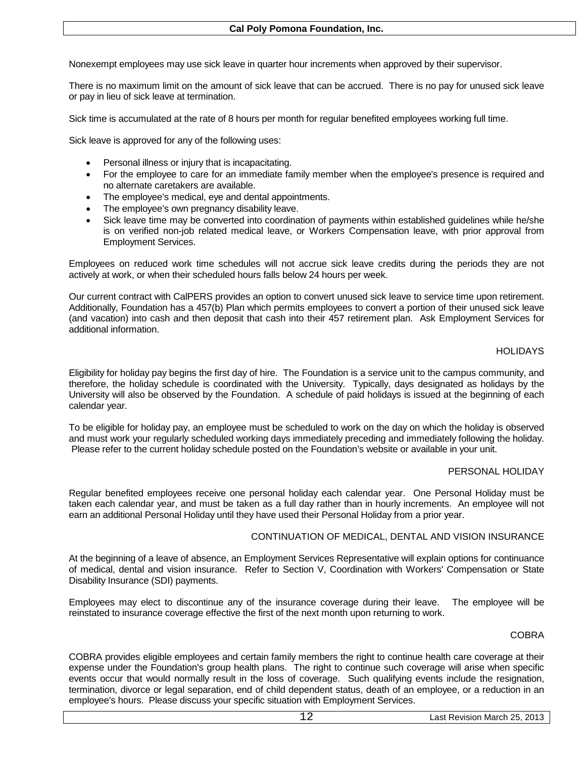Nonexempt employees may use sick leave in quarter hour increments when approved by their supervisor.

There is no maximum limit on the amount of sick leave that can be accrued. There is no pay for unused sick leave or pay in lieu of sick leave at termination.

Sick time is accumulated at the rate of 8 hours per month for regular benefited employees working full time.

Sick leave is approved for any of the following uses:

- Personal illness or injury that is incapacitating.
- For the employee to care for an immediate family member when the employee's presence is required and no alternate caretakers are available.
- The employee's medical, eye and dental appointments.
- The employee's own pregnancy disability leave.
- Sick leave time may be converted into coordination of payments within established guidelines while he/she is on verified non-job related medical leave, or Workers Compensation leave, with prior approval from Employment Services.

Employees on reduced work time schedules will not accrue sick leave credits during the periods they are not actively at work, or when their scheduled hours falls below 24 hours per week.

Our current contract with CalPERS provides an option to convert unused sick leave to service time upon retirement. Additionally, Foundation has a 457(b) Plan which permits employees to convert a portion of their unused sick leave (and vacation) into cash and then deposit that cash into their 457 retirement plan. Ask Employment Services for additional information.

### HOLIDAYS

Eligibility for holiday pay begins the first day of hire. The Foundation is a service unit to the campus community, and therefore, the holiday schedule is coordinated with the University. Typically, days designated as holidays by the University will also be observed by the Foundation. A schedule of paid holidays is issued at the beginning of each calendar year.

To be eligible for holiday pay, an employee must be scheduled to work on the day on which the holiday is observed and must work your regularly scheduled working days immediately preceding and immediately following the holiday. Please refer to the current holiday schedule posted on the Foundation's website or available in your unit.

### PERSONAL HOLIDAY

Regular benefited employees receive one personal holiday each calendar year. One Personal Holiday must be taken each calendar year, and must be taken as a full day rather than in hourly increments. An employee will not earn an additional Personal Holiday until they have used their Personal Holiday from a prior year.

### CONTINUATION OF MEDICAL, DENTAL AND VISION INSURANCE

At the beginning of a leave of absence, an Employment Services Representative will explain options for continuance of medical, dental and vision insurance. Refer to Section V, Coordination with Workers' Compensation or State Disability Insurance (SDI) payments.

Employees may elect to discontinue any of the insurance coverage during their leave. The employee will be reinstated to insurance coverage effective the first of the next month upon returning to work.

### COBRA

COBRA provides eligible employees and certain family members the right to continue health care coverage at their expense under the Foundation's group health plans. The right to continue such coverage will arise when specific events occur that would normally result in the loss of coverage. Such qualifying events include the resignation, termination, divorce or legal separation, end of child dependent status, death of an employee, or a reduction in an employee's hours. Please discuss your specific situation with Employment Services.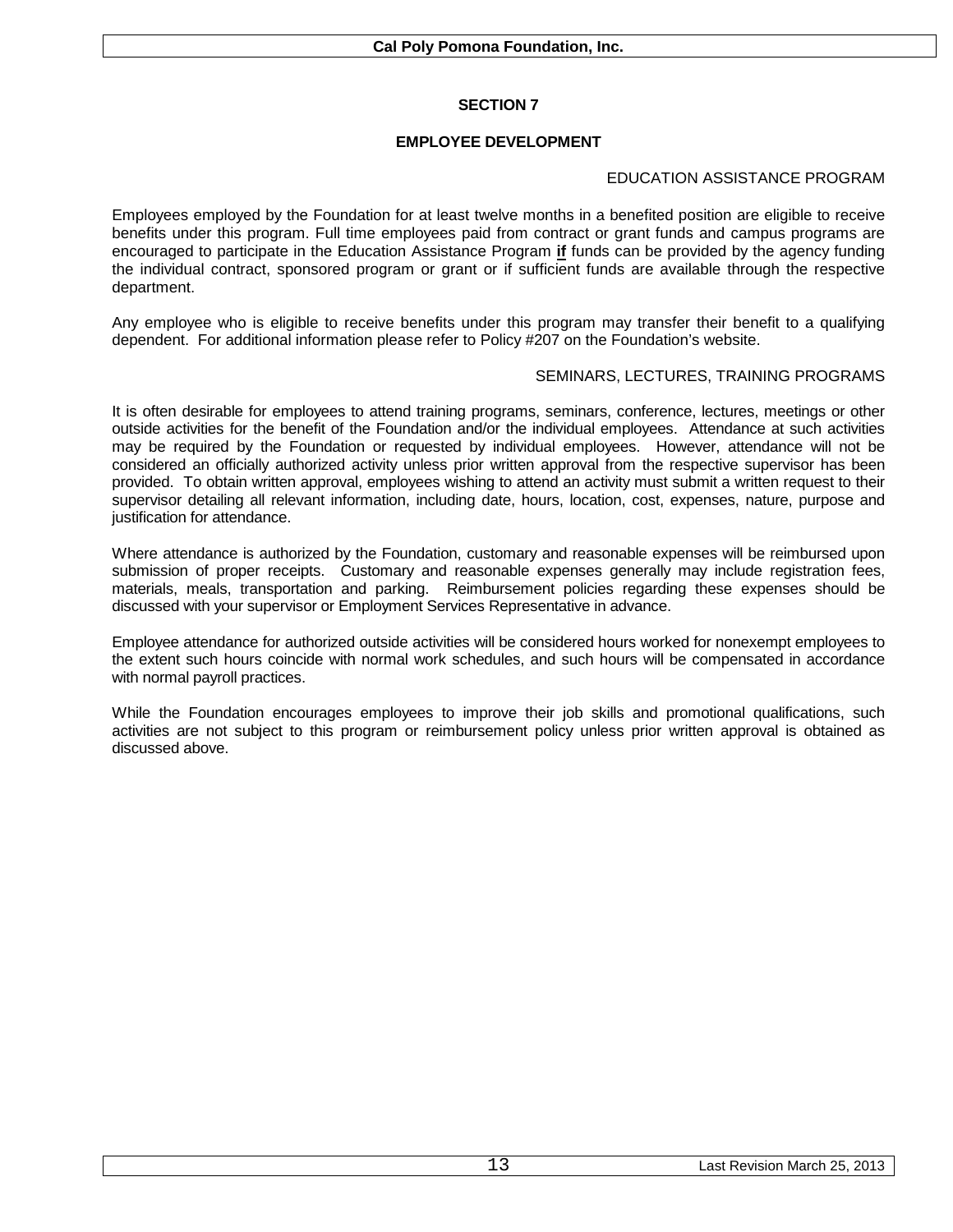## SECTION 7

## EMPLOYEE DEVELOPMENT

### EDUCATION ASSISTANCE PROGRAM

Employees employed by the Foundation for at least twelve months in a benefited position are eligible to receive benefits under this program. Full time employees paid from contract or grant funds and campus programs are encouraged to participate in the Education Assistance Program **if** funds can be provided by the agency funding the individual contract, sponsored program or grant or if sufficient funds are available through the respective department.

Any employee who is eligible to receive benefits under this program may transfer their benefit to a qualifying dependent. For additional information please refer to Policy #207 on the Foundation's website.

### SEMINARS, LECTURES, TRAINING PROGRAMS

It is often desirable for employees to attend training programs, seminars, conference, lectures, meetings or other outside activities for the benefit of the Foundation and/or the individual employees. Attendance at such activities may be required by the Foundation or requested by individual employees. However, attendance will not be considered an officially authorized activity unless prior written approval from the respective supervisor has been provided. To obtain written approval, employees wishing to attend an activity must submit a written request to their supervisor detailing all relevant information, including date, hours, location, cost, expenses, nature, purpose and justification for attendance.

Where attendance is authorized by the Foundation, customary and reasonable expenses will be reimbursed upon submission of proper receipts. Customary and reasonable expenses generally may include registration fees, materials, meals, transportation and parking. Reimbursement policies regarding these expenses should be discussed with your supervisor or Employment Services Representative in advance.

Employee attendance for authorized outside activities will be considered hours worked for nonexempt employees to the extent such hours coincide with normal work schedules, and such hours will be compensated in accordance with normal payroll practices.

While the Foundation encourages employees to improve their job skills and promotional qualifications, such activities are not subject to this program or reimbursement policy unless prior written approval is obtained as discussed above.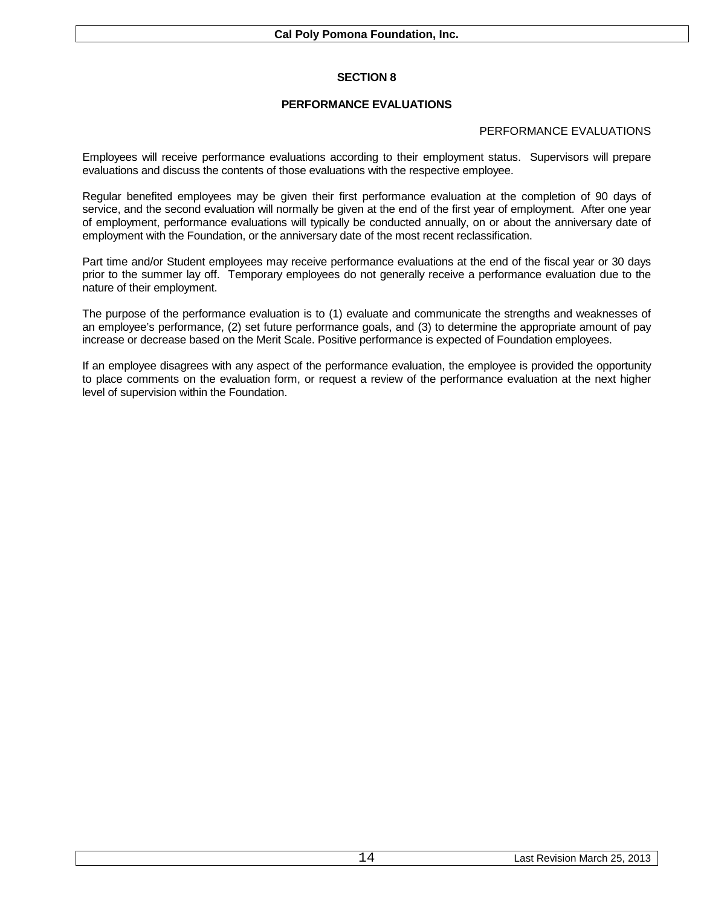# SECTION 8

## PERFORMANCE EVALUATIONS

PERFORMANCE EVALUATIONS

Employees will receive performance evaluations according to their employment status. Supervisors will prepare evaluations and discuss the contents of those evaluations with the respective employee.

Regular benefited employees may be given their first performance evaluation at the completion of 90 days of service, and the second evaluation will normally be given at the end of the first year of employment. After one year of employment, performance evaluations will typically be conducted annually, on or about the anniversary date of employment with the Foundation, or the anniversary date of the most recent reclassification.

Part time and/or Student employees may receive performance evaluations at the end of the fiscal year or 30 days prior to the summer lay off. Temporary employees do not generally receive a performance evaluation due to the nature of their employment.

The purpose of the performance evaluation is to (1) evaluate and communicate the strengths and weaknesses of an employee's performance, (2) set future performance goals, and (3) to determine the appropriate amount of pay increase or decrease based on the Merit Scale. Positive performance is expected of Foundation employees.

If an employee disagrees with any aspect of the performance evaluation, the employee is provided the opportunity to place comments on the evaluation form, or request a review of the performance evaluation at the next higher level of supervision within the Foundation.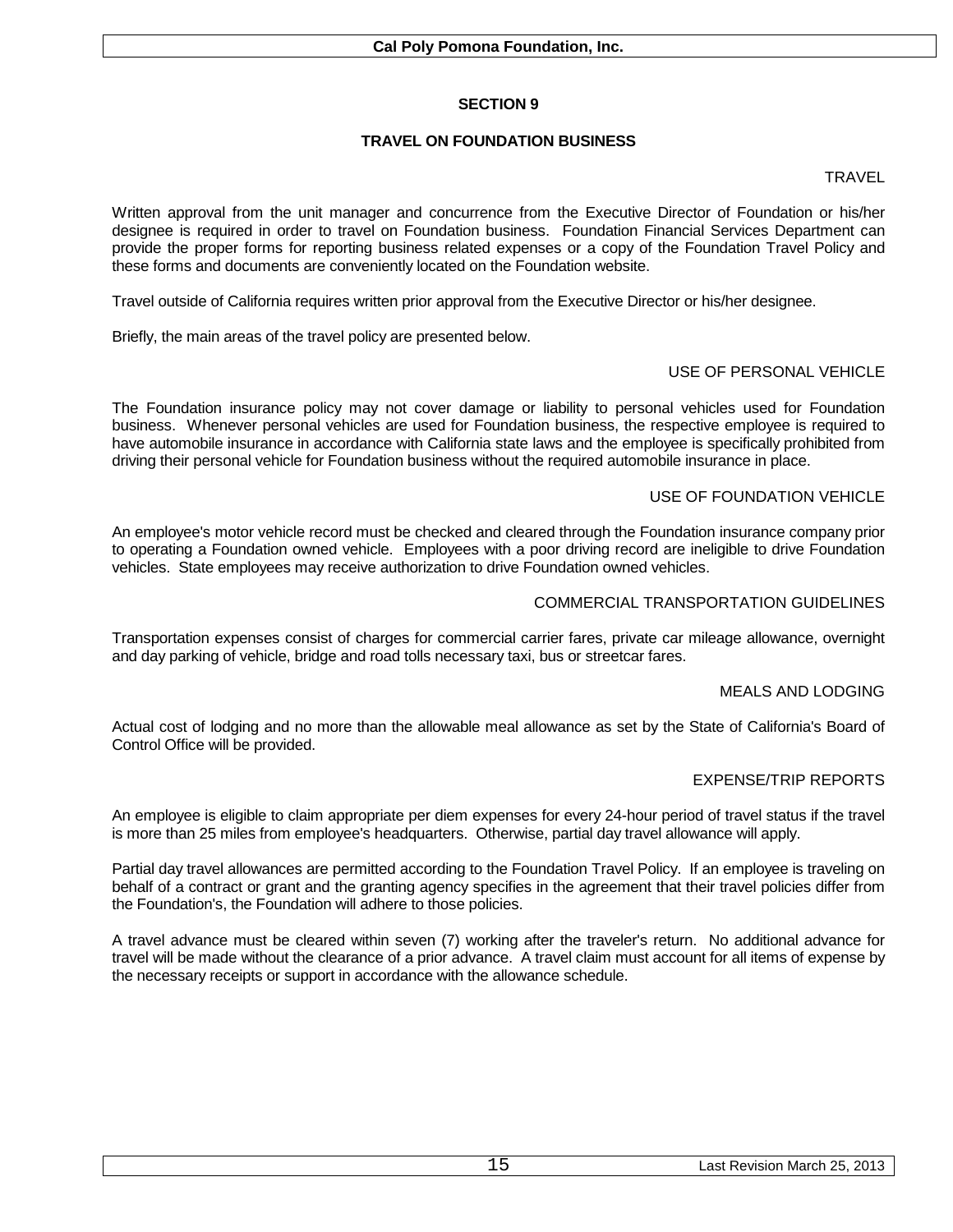## SECTION 9

## TRAVEL ON FOUNDATION BUSINESS

### TRAVEL

Written approval from the unit manager and concurrence from the Executive Director of Foundation or his/her designee is required in order to travel on Foundation business. Foundation Financial Services Department can provide the proper forms for reporting business related expenses or a copy of the Foundation Travel Policy and these forms and documents are conveniently located on the Foundation website.

Travel outside of California requires written prior approval from the Executive Director or his/her designee.

Briefly, the main areas of the travel policy are presented below.

### USE OF PERSONAL VEHICLE

The Foundation insurance policy may not cover damage or liability to personal vehicles used for Foundation business. Whenever personal vehicles are used for Foundation business, the respective employee is required to have automobile insurance in accordance with California state laws and the employee is specifically prohibited from driving their personal vehicle for Foundation business without the required automobile insurance in place.

### USE OF FOUNDATION VEHICLE

An employee's motor vehicle record must be checked and cleared through the Foundation insurance company prior to operating a Foundation owned vehicle. Employees with a poor driving record are ineligible to drive Foundation vehicles. State employees may receive authorization to drive Foundation owned vehicles.

### COMMERCIAL TRANSPORTATION GUIDELINES

Transportation expenses consist of charges for commercial carrier fares, private car mileage allowance, overnight and day parking of vehicle, bridge and road tolls necessary taxi, bus or streetcar fares.

### MEALS AND LODGING

Actual cost of lodging and no more than the allowable meal allowance as set by the State of California's Board of Control Office will be provided.

### EXPENSE/TRIP REPORTS

An employee is eligible to claim appropriate per diem expenses for every 24-hour period of travel status if the travel is more than 25 miles from employee's headquarters. Otherwise, partial day travel allowance will apply.

Partial day travel allowances are permitted according to the Foundation Travel Policy. If an employee is traveling on behalf of a contract or grant and the granting agency specifies in the agreement that their travel policies differ from the Foundation's, the Foundation will adhere to those policies.

A travel advance must be cleared within seven (7) working after the traveler's return. No additional advance for travel will be made without the clearance of a prior advance. A travel claim must account for all items of expense by the necessary receipts or support in accordance with the allowance schedule.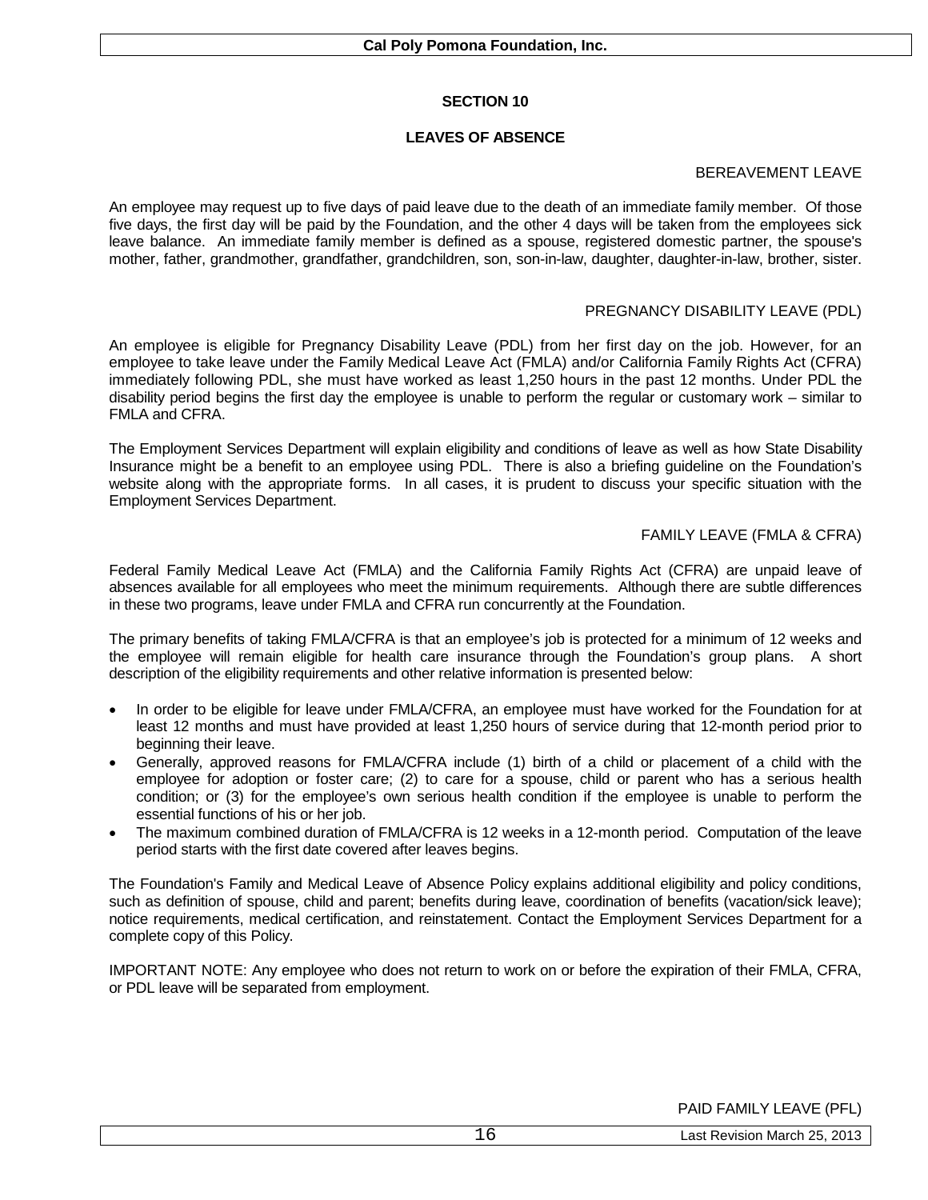## SECTION 10

## LEAVES OF ABSENCE

### BEREAVEMENT LEAVE

An employee may request up to five days of paid leave due to the death of an immediate family member. Of those five days, the first day will be paid by the Foundation, and the other 4 days will be taken from the employees sick leave balance. An immediate family member is defined as a spouse, registered domestic partner, the spouse's mother, father, grandmother, grandfather, grandchildren, son, son-in-law, daughter, daughter-in-law, brother, sister.

### PREGNANCY DISABILITY LEAVE (PDL)

An employee is eligible for Pregnancy Disability Leave (PDL) from her first day on the job. However, for an employee to take leave under the Family Medical Leave Act (FMLA) and/or California Family Rights Act (CFRA) immediately following PDL, she must have worked as least 1,250 hours in the past 12 months. Under PDL the disability period begins the first day the employee is unable to perform the regular or customary work – similar to FMLA and CFRA.

The Employment Services Department will explain eligibility and conditions of leave as well as how State Disability Insurance might be a benefit to an employee using PDL. There is also a briefing guideline on the Foundation's website along with the appropriate forms. In all cases, it is prudent to discuss your specific situation with the Employment Services Department.

### FAMILY LEAVE (FMLA & CFRA)

Federal Family Medical Leave Act (FMLA) and the California Family Rights Act (CFRA) are unpaid leave of absences available for all employees who meet the minimum requirements. Although there are subtle differences in these two programs, leave under FMLA and CFRA run concurrently at the Foundation.

The primary benefits of taking FMLA/CFRA is that an employee's job is protected for a minimum of 12 weeks and the employee will remain eligible for health care insurance through the Foundation's group plans. A short description of the eligibility requirements and other relative information is presented below:

- In order to be eligible for leave under FMLA/CFRA, an employee must have worked for the Foundation for at least 12 months and must have provided at least 1,250 hours of service during that 12-month period prior to beginning their leave.
- Generally, approved reasons for FMLA/CFRA include (1) birth of a child or placement of a child with the employee for adoption or foster care; (2) to care for a spouse, child or parent who has a serious health condition; or (3) for the employee's own serious health condition if the employee is unable to perform the essential functions of his or her job.
- The maximum combined duration of FMLA/CFRA is 12 weeks in a 12-month period. Computation of the leave period starts with the first date covered after leaves begins.

The Foundation's Family and Medical Leave of Absence Policy explains additional eligibility and policy conditions, such as definition of spouse, child and parent; benefits during leave, coordination of benefits (vacation/sick leave); notice requirements, medical certification, and reinstatement. Contact the Employment Services Department for a complete copy of this Policy.

IMPORTANT NOTE: Any employee who does not return to work on or before the expiration of their FMLA, CFRA, or PDL leave will be separated from employment.

### PAID FAMILY LEAVE (PFL)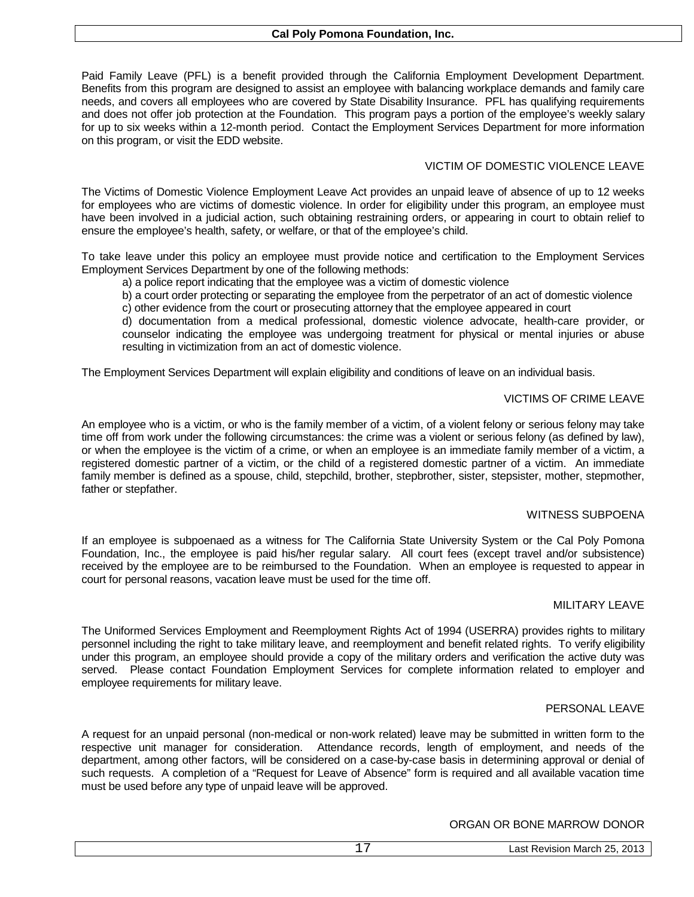Paid Family Leave (PFL) is a benefit provided through the California Employment Development Department. Benefits from this program are designed to assist an employee with balancing workplace demands and family care needs, and covers all employees who are covered by State Disability Insurance. PFL has qualifying requirements and does not offer job protection at the Foundation. This program pays a portion of the employee's weekly salary for up to six weeks within a 12-month period. Contact the Employment Services Department for more information on this program, or visit the EDD website.

## VICTIM OF DOMESTIC VIOLENCE LEAVE

The Victims of Domestic Violence Employment Leave Act provides an unpaid leave of absence of up to 12 weeks for employees who are victims of domestic violence. In order for eligibility under this program, an employee must have been involved in a judicial action, such obtaining restraining orders, or appearing in court to obtain relief to ensure the employee's health, safety, or welfare, or that of the employee's child.

To take leave under this policy an employee must provide notice and certification to the Employment Services Employment Services Department by one of the following methods:

a) a police report indicating that the employee was a victim of domestic violence

b) a court order protecting or separating the employee from the perpetrator of an act of domestic violence

c) other evidence from the court or prosecuting attorney that the employee appeared in court

d) documentation from a medical professional, domestic violence advocate, health-care provider, or counselor indicating the employee was undergoing treatment for physical or mental injuries or abuse resulting in victimization from an act of domestic violence.

The Employment Services Department will explain eligibility and conditions of leave on an individual basis.

## VICTIMS OF CRIME LEAVE

An employee who is a victim, or who is the family member of a victim, of a violent felony or serious felony may take time off from work under the following circumstances: the crime was a violent or serious felony (as defined by law), or when the employee is the victim of a crime, or when an employee is an immediate family member of a victim, a registered domestic partner of a victim, or the child of a registered domestic partner of a victim. An immediate family member is defined as a spouse, child, stepchild, brother, stepbrother, sister, stepsister, mother, stepmother, father or stepfather.

## WITNESS SUBPOENA

If an employee is subpoenaed as a witness for The California State University System or the Cal Poly Pomona Foundation, Inc., the employee is paid his/her regular salary. All court fees (except travel and/or subsistence) received by the employee are to be reimbursed to the Foundation. When an employee is requested to appear in court for personal reasons, vacation leave must be used for the time off.

## MILITARY LEAVE

The Uniformed Services Employment and Reemployment Rights Act of 1994 (USERRA) provides rights to military personnel including the right to take military leave, and reemployment and benefit related rights. To verify eligibility under this program, an employee should provide a copy of the military orders and verification the active duty was served. Please contact Foundation Employment Services for complete information related to employer and employee requirements for military leave.

## PERSONAL LEAVE

A request for an unpaid personal (non-medical or non-work related) leave may be submitted in written form to the respective unit manager for consideration. Attendance records, length of employment, and needs of the department, among other factors, will be considered on a case-by-case basis in determining approval or denial of such requests. A completion of a "Request for Leave of Absence" form is required and all available vacation time must be used before any type of unpaid leave will be approved.

## ORGAN OR BONE MARROW DONOR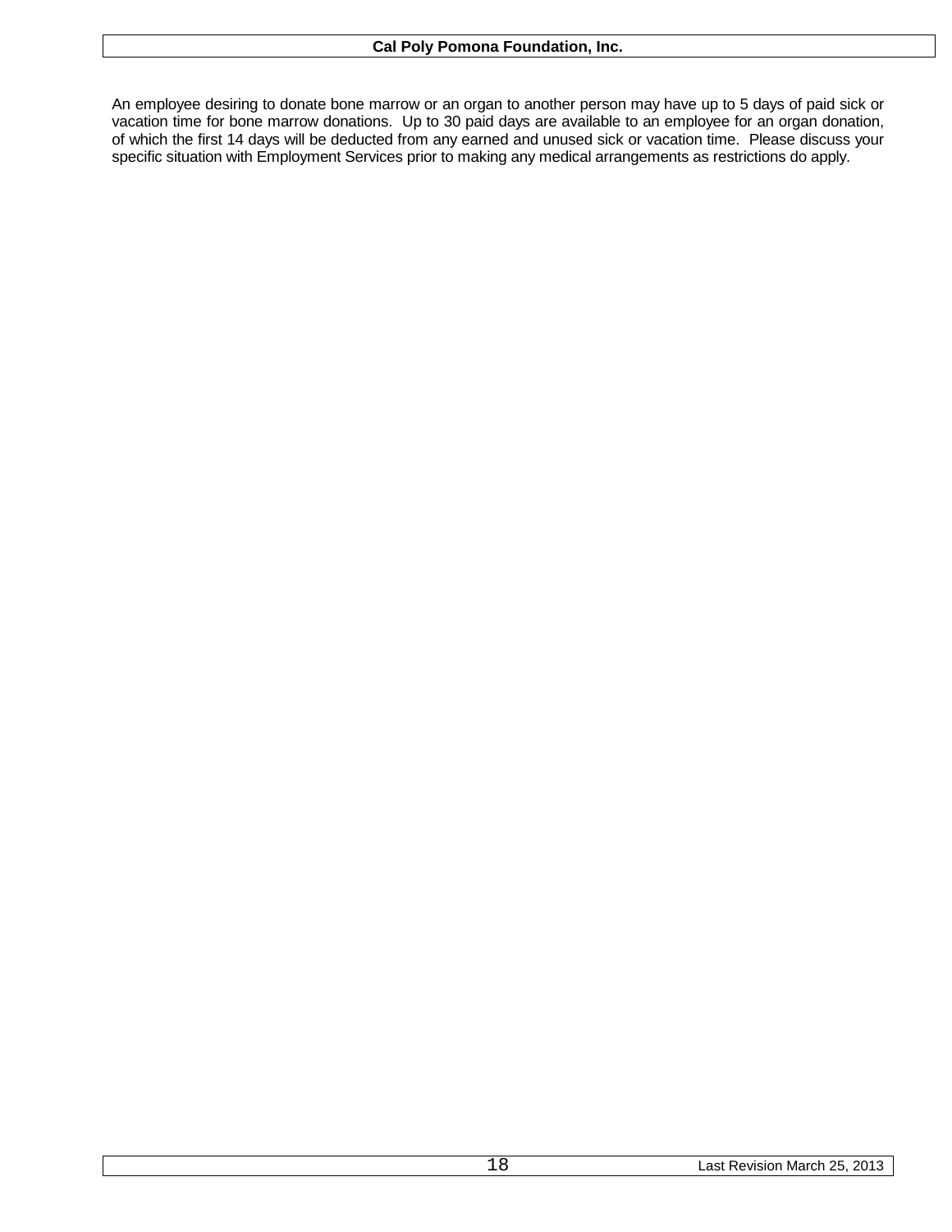An employee desiring to donate bone marrow or an organ to another person may have up to 5 days of paid sick or vacation time for bone marrow donations. Up to 30 paid days are available to an employee for an organ donation, of which the first 14 days will be deducted from any earned and unused sick or vacation time. Please discuss your specific situation with Employment Services prior to making any medical arrangements as restrictions do apply.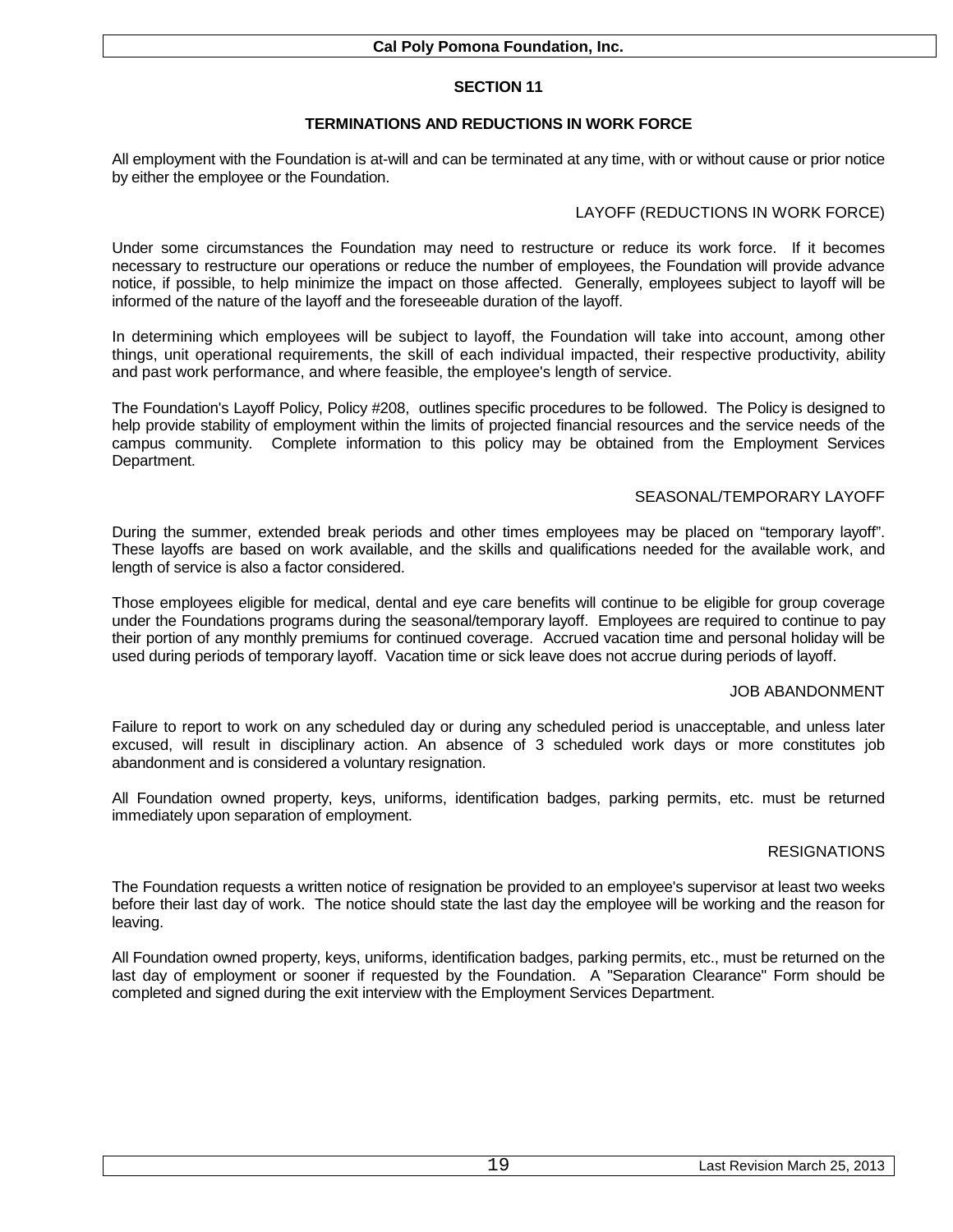## SECTION 11

### TERMINATIONS AND REDUCTIONS IN WORK FORCE

All employment with the Foundation is at-will and can be terminated at any time, with or without cause or prior notice by either the employee or the Foundation.

#### LAYOFF (REDUCTIONS IN WORK FORCE)

Under some circumstances the Foundation may need to restructure or reduce its work force. If it becomes necessary to restructure our operations or reduce the number of employees, the Foundation will provide advance notice, if possible, to help minimize the impact on those affected. Generally, employees subject to layoff will be informed of the nature of the layoff and the foreseeable duration of the layoff.

In determining which employees will be subject to layoff, the Foundation will take into account, among other things, unit operational requirements, the skill of each individual impacted, their respective productivity, ability and past work performance, and where feasible, the employee's length of service.

The Foundation's Layoff Policy, Policy #208, outlines specific procedures to be followed. The Policy is designed to help provide stability of employment within the limits of projected financial resources and the service needs of the campus community. Complete information to this policy may be obtained from the Employment Services Department.

#### SEASONAL/TEMPORARY LAYOFF

During the summer, extended break periods and other times employees may be placed on "temporary layoff". These layoffs are based on work available, and the skills and qualifications needed for the available work, and length of service is also a factor considered.

Those employees eligible for medical, dental and eye care benefits will continue to be eligible for group coverage under the Foundations programs during the seasonal/temporary layoff. Employees are required to continue to pay their portion of any monthly premiums for continued coverage. Accrued vacation time and personal holiday will be used during periods of temporary layoff. Vacation time or sick leave does not accrue during periods of layoff.

#### JOB ABANDONMENT

Failure to report to work on any scheduled day or during any scheduled period is unacceptable, and unless later excused, will result in disciplinary action. An absence of 3 scheduled work days or more constitutes job abandonment and is considered a voluntary resignation.

All Foundation owned property, keys, uniforms, identification badges, parking permits, etc. must be returned immediately upon separation of employment.

#### RESIGNATIONS

The Foundation requests a written notice of resignation be provided to an employee's supervisor at least two weeks before their last day of work. The notice should state the last day the employee will be working and the reason for leaving.

All Foundation owned property, keys, uniforms, identification badges, parking permits, etc., must be returned on the last day of employment or sooner if requested by the Foundation. A "Separation Clearance" Form should be completed and signed during the exit interview with the Employment Services Department.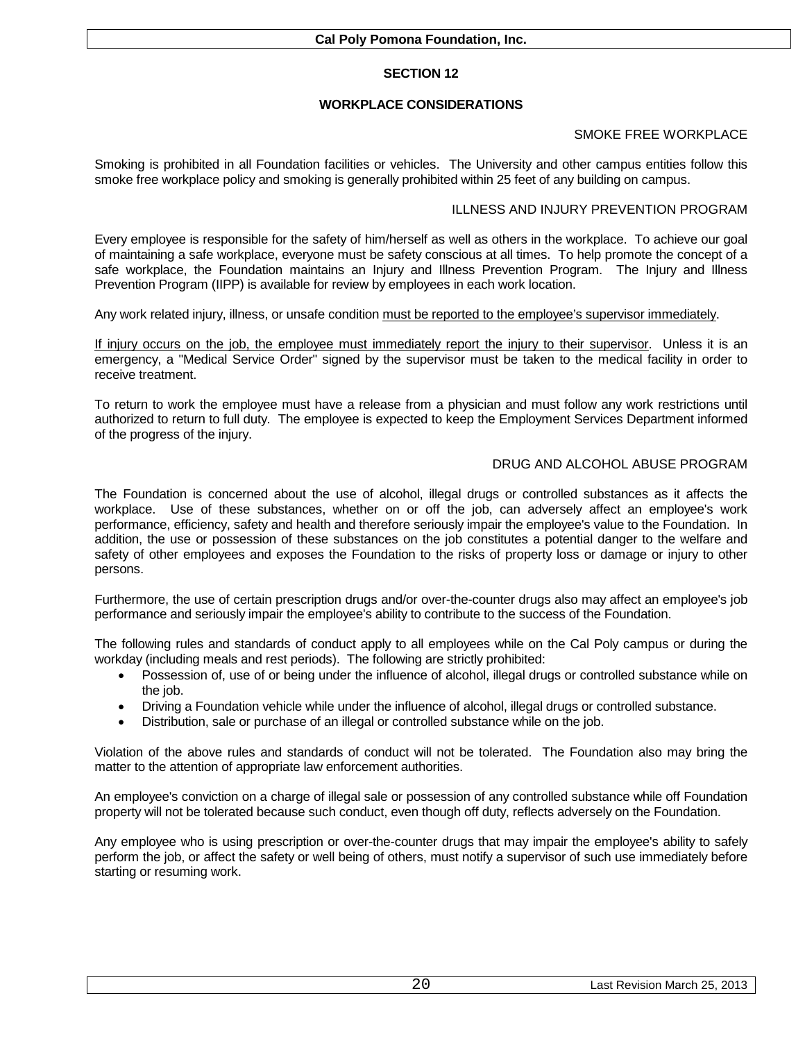## SECTION 12

## WORKPLACE CONSIDERATIONS

### SMOKE FREE WORKPLACE

Smoking is prohibited in all Foundation facilities or vehicles. The University and other campus entities follow this smoke free workplace policy and smoking is generally prohibited within 25 feet of any building on campus.

### ILLNESS AND INJURY PREVENTION PROGRAM

Every employee is responsible for the safety of him/herself as well as others in the workplace. To achieve our goal of maintaining a safe workplace, everyone must be safety conscious at all times. To help promote the concept of a safe workplace, the Foundation maintains an Injury and Illness Prevention Program. The Injury and Illness Prevention Program (IIPP) is available for review by employees in each work location.

Any work related injury, illness, or unsafe condition <u>must be reported to the employee's supervisor immediately</u>.

<u>If injury occurs on the job, the employee must immediately report the injury to their supervisor</u>. Unless it is an emergency, a "Medical Service Order" signed by the supervisor must be taken to the medical facility in order to receive treatment.

To return to work the employee must have a release from a physician and must follow any work restrictions until authorized to return to full duty. The employee is expected to keep the Employment Services Department informed of the progress of the injury.

### DRUG AND ALCOHOL ABUSE PROGRAM

The Foundation is concerned about the use of alcohol, illegal drugs or controlled substances as it affects the workplace. Use of these substances, whether on or off the job, can adversely affect an employee's work performance, efficiency, safety and health and therefore seriously impair the employee's value to the Foundation. In addition, the use or possession of these substances on the job constitutes a potential danger to the welfare and safety of other employees and exposes the Foundation to the risks of property loss or damage or injury to other persons.

Furthermore, the use of certain prescription drugs and/or over-the-counter drugs also may affect an employee's job performance and seriously impair the employee's ability to contribute to the success of the Foundation.

The following rules and standards of conduct apply to all employees while on the Cal Poly campus or during the workday (including meals and rest periods). The following are strictly prohibited:

- Possession of, use of or being under the influence of alcohol, illegal drugs or controlled substance while on the job.
- Driving a Foundation vehicle while under the influence of alcohol, illegal drugs or controlled substance.
- Distribution, sale or purchase of an illegal or controlled substance while on the job.

Violation of the above rules and standards of conduct will not be tolerated. The Foundation also may bring the matter to the attention of appropriate law enforcement authorities.

An employee's conviction on a charge of illegal sale or possession of any controlled substance while off Foundation property will not be tolerated because such conduct, even though off duty, reflects adversely on the Foundation.

Any employee who is using prescription or over-the-counter drugs that may impair the employee's ability to safely perform the job, or affect the safety or well being of others, must notify a supervisor of such use immediately before starting or resuming work.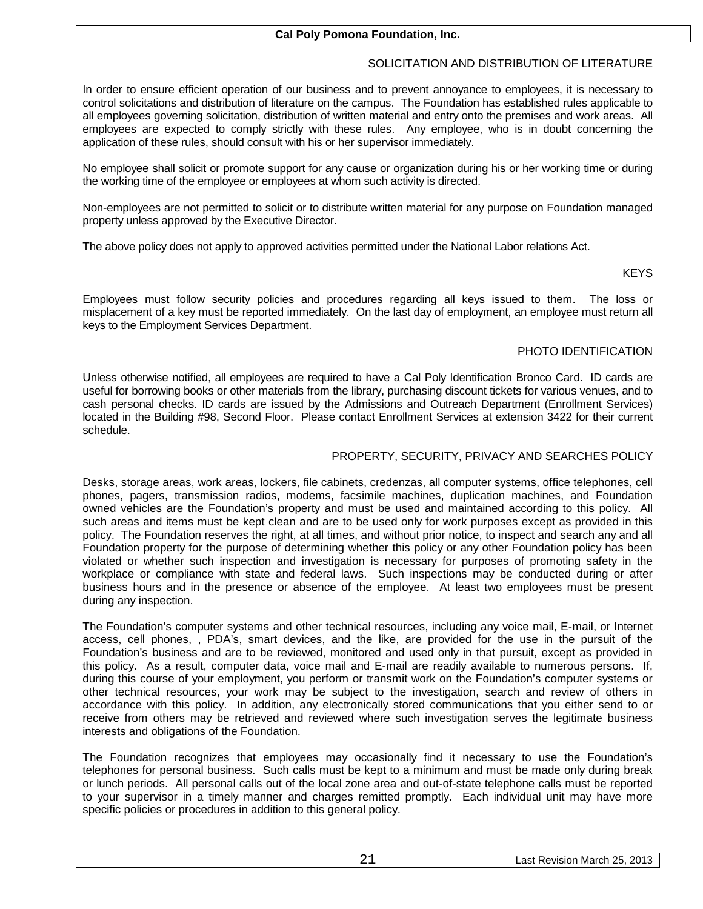## SOLICITATION AND DISTRIBUTION OF LITERATURE

In order to ensure efficient operation of our business and to prevent annoyance to employees, it is necessary to control solicitations and distribution of literature on the campus. The Foundation has established rules applicable to all employees governing solicitation, distribution of written material and entry onto the premises and work areas. All employees are expected to comply strictly with these rules. Any employee, who is in doubt concerning the application of these rules, should consult with his or her supervisor immediately.

No employee shall solicit or promote support for any cause or organization during his or her working time or during the working time of the employee or employees at whom such activity is directed.

Non-employees are not permitted to solicit or to distribute written material for any purpose on Foundation managed property unless approved by the Executive Director.

The above policy does not apply to approved activities permitted under the National Labor relations Act.

## KEYS

Employees must follow security policies and procedures regarding all keys issued to them. The loss or misplacement of a key must be reported immediately. On the last day of employment, an employee must return all keys to the Employment Services Department.

## PHOTO IDENTIFICATION

Unless otherwise notified, all employees are required to have a Cal Poly Identification Bronco Card. ID cards are useful for borrowing books or other materials from the library, purchasing discount tickets for various venues, and to cash personal checks. ID cards are issued by the Admissions and Outreach Department (Enrollment Services) located in the Building #98, Second Floor. Please contact Enrollment Services at extension 3422 for their current schedule.

## PROPERTY, SECURITY, PRIVACY AND SEARCHES POLICY

Desks, storage areas, work areas, lockers, file cabinets, credenzas, all computer systems, office telephones, cell phones, pagers, transmission radios, modems, facsimile machines, duplication machines, and Foundation owned vehicles are the Foundation's property and must be used and maintained according to this policy. All such areas and items must be kept clean and are to be used only for work purposes except as provided in this policy. The Foundation reserves the right, at all times, and without prior notice, to inspect and search any and all Foundation property for the purpose of determining whether this policy or any other Foundation policy has been violated or whether such inspection and investigation is necessary for purposes of promoting safety in the workplace or compliance with state and federal laws. Such inspections may be conducted during or after business hours and in the presence or absence of the employee. At least two employees must be present during any inspection.

The Foundation's computer systems and other technical resources, including any voice mail, E-mail, or Internet access, cell phones, , PDA's, smart devices, and the like, are provided for the use in the pursuit of the Foundation's business and are to be reviewed, monitored and used only in that pursuit, except as provided in this policy. As a result, computer data, voice mail and E-mail are readily available to numerous persons. If, during this course of your employment, you perform or transmit work on the Foundation's computer systems or other technical resources, your work may be subject to the investigation, search and review of others in accordance with this policy. In addition, any electronically stored communications that you either send to or receive from others may be retrieved and reviewed where such investigation serves the legitimate business interests and obligations of the Foundation.

The Foundation recognizes that employees may occasionally find it necessary to use the Foundation's telephones for personal business. Such calls must be kept to a minimum and must be made only during break or lunch periods. All personal calls out of the local zone area and out-of-state telephone calls must be reported to your supervisor in a timely manner and charges remitted promptly. Each individual unit may have more specific policies or procedures in addition to this general policy.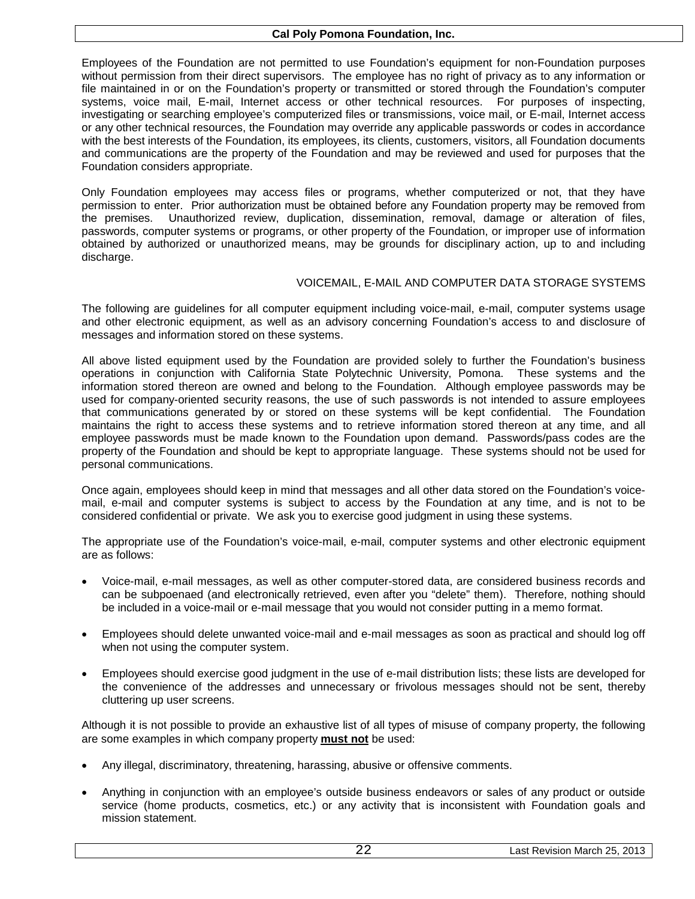Employees of the Foundation are not permitted to use Foundation's equipment for non-Foundation purposes without permission from their direct supervisors. The employee has no right of privacy as to any information or file maintained in or on the Foundation's property or transmitted or stored through the Foundation's computer systems, voice mail, E-mail, Internet access or other technical resources. For purposes of inspecting, investigating or searching employee's computerized files or transmissions, voice mail, or E-mail, Internet access or any other technical resources, the Foundation may override any applicable passwords or codes in accordance with the best interests of the Foundation, its employees, its clients, customers, visitors, all Foundation documents and communications are the property of the Foundation and may be reviewed and used for purposes that the Foundation considers appropriate.

Only Foundation employees may access files or programs, whether computerized or not, that they have permission to enter. Prior authorization must be obtained before any Foundation property may be removed from the premises. Unauthorized review, duplication, dissemination, removal, damage or alteration of files, passwords, computer systems or programs, or other property of the Foundation, or improper use of information obtained by authorized or unauthorized means, may be grounds for disciplinary action, up to and including discharge.

### VOICEMAIL, E-MAIL AND COMPUTER DATA STORAGE SYSTEMS

The following are guidelines for all computer equipment including voice-mail, e-mail, computer systems usage and other electronic equipment, as well as an advisory concerning Foundation's access to and disclosure of messages and information stored on these systems.

All above listed equipment used by the Foundation are provided solely to further the Foundation's business operations in conjunction with California State Polytechnic University, Pomona. These systems and the information stored thereon are owned and belong to the Foundation. Although employee passwords may be used for company-oriented security reasons, the use of such passwords is not intended to assure employees that communications generated by or stored on these systems will be kept confidential. The Foundation maintains the right to access these systems and to retrieve information stored thereon at any time, and all employee passwords must be made known to the Foundation upon demand. Passwords/pass codes are the property of the Foundation and should be kept to appropriate language. These systems should not be used for personal communications.

Once again, employees should keep in mind that messages and all other data stored on the Foundation's voice-mail, e-mail and computer systems is subject to access by the Foundation at any time, and is not to be considered confidential or private. We ask you to exercise good judgment in using these systems.

The appropriate use of the Foundation's voice-mail, e-mail, computer systems and other electronic equipment are as follows:

- Voice-mail, e-mail messages, as well as other computer-stored data, are considered business records and can be subpoenaed (and electronically retrieved, even after you "delete" them). Therefore, nothing should be included in a voice-mail or e-mail message that you would not consider putting in a memo format.

- Employees should delete unwanted voice-mail and e-mail messages as soon as practical and should log off when not using the computer system.

- Employees should exercise good judgment in the use of e-mail distribution lists; these lists are developed for the convenience of the addresses and unnecessary or frivolous messages should not be sent, thereby cluttering up user screens.

Although it is not possible to provide an exhaustive list of all types of misuse of company property, the following are some examples in which company property **must not** be used:

- Any illegal, discriminatory, threatening, harassing, abusive or offensive comments.

- Anything in conjunction with an employee's outside business endeavors or sales of any product or outside service (home products, cosmetics, etc.) or any activity that is inconsistent with Foundation goals and mission statement.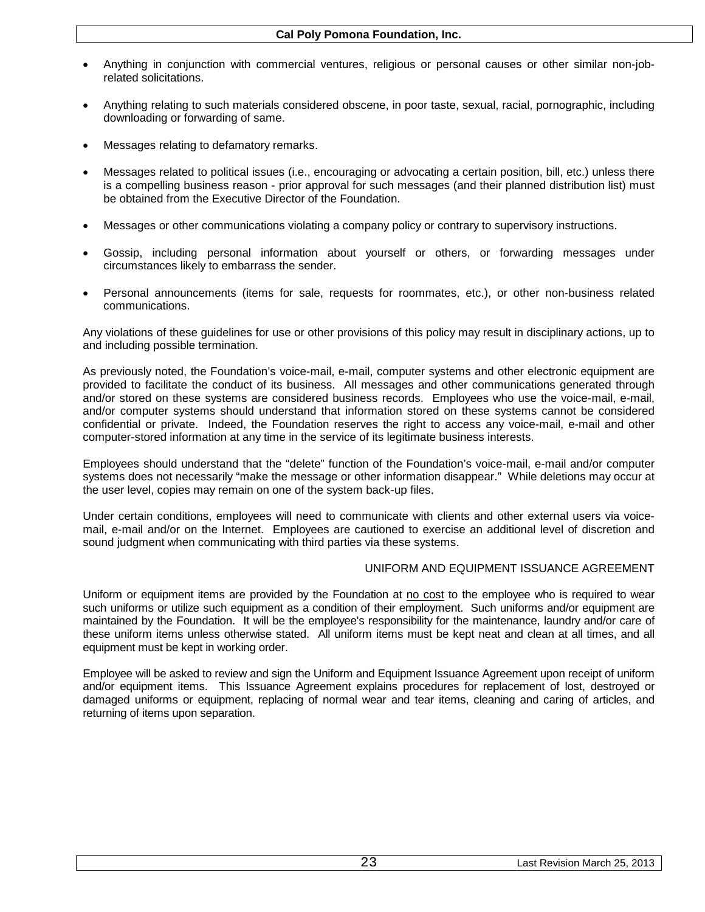- Anything in conjunction with commercial ventures, religious or personal causes or other similar non-job-related solicitations.

- Anything relating to such materials considered obscene, in poor taste, sexual, racial, pornographic, including downloading or forwarding of same.

- Messages relating to defamatory remarks.

- Messages related to political issues (i.e., encouraging or advocating a certain position, bill, etc.) unless there is a compelling business reason - prior approval for such messages (and their planned distribution list) must be obtained from the Executive Director of the Foundation.

- Messages or other communications violating a company policy or contrary to supervisory instructions.

- Gossip, including personal information about yourself or others, or forwarding messages under circumstances likely to embarrass the sender.

- Personal announcements (items for sale, requests for roommates, etc.), or other non-business related communications.

Any violations of these guidelines for use or other provisions of this policy may result in disciplinary actions, up to and including possible termination.

As previously noted, the Foundation's voice-mail, e-mail, computer systems and other electronic equipment are provided to facilitate the conduct of its business. All messages and other communications generated through and/or stored on these systems are considered business records. Employees who use the voice-mail, e-mail, and/or computer systems should understand that information stored on these systems cannot be considered confidential or private. Indeed, the Foundation reserves the right to access any voice-mail, e-mail and other computer-stored information at any time in the service of its legitimate business interests.

Employees should understand that the "delete" function of the Foundation's voice-mail, e-mail and/or computer systems does not necessarily "make the message or other information disappear." While deletions may occur at the user level, copies may remain on one of the system back-up files.

Under certain conditions, employees will need to communicate with clients and other external users via voice-mail, e-mail and/or on the Internet. Employees are cautioned to exercise an additional level of discretion and sound judgment when communicating with third parties via these systems.

## UNIFORM AND EQUIPMENT ISSUANCE AGREEMENT

Uniform or equipment items are provided by the Foundation at no cost to the employee who is required to wear such uniforms or utilize such equipment as a condition of their employment. Such uniforms and/or equipment are maintained by the Foundation. It will be the employee's responsibility for the maintenance, laundry and/or care of these uniform items unless otherwise stated. All uniform items must be kept neat and clean at all times, and all equipment must be kept in working order.

Employee will be asked to review and sign the Uniform and Equipment Issuance Agreement upon receipt of uniform and/or equipment items. This Issuance Agreement explains procedures for replacement of lost, destroyed or damaged uniforms or equipment, replacing of normal wear and tear items, cleaning and caring of articles, and returning of items upon separation.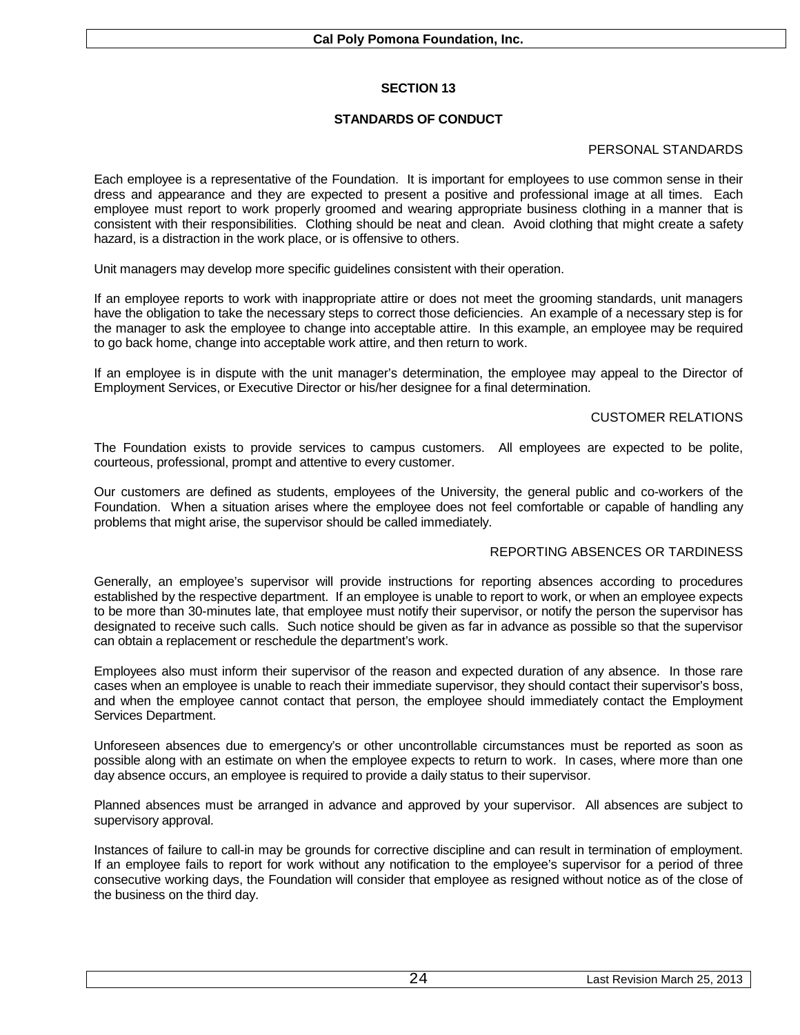# SECTION 13

## STANDARDS OF CONDUCT

### PERSONAL STANDARDS

Each employee is a representative of the Foundation. It is important for employees to use common sense in their dress and appearance and they are expected to present a positive and professional image at all times. Each employee must report to work properly groomed and wearing appropriate business clothing in a manner that is consistent with their responsibilities. Clothing should be neat and clean. Avoid clothing that might create a safety hazard, is a distraction in the work place, or is offensive to others.

Unit managers may develop more specific guidelines consistent with their operation.

If an employee reports to work with inappropriate attire or does not meet the grooming standards, unit managers have the obligation to take the necessary steps to correct those deficiencies. An example of a necessary step is for the manager to ask the employee to change into acceptable attire. In this example, an employee may be required to go back home, change into acceptable work attire, and then return to work.

If an employee is in dispute with the unit manager's determination, the employee may appeal to the Director of Employment Services, or Executive Director or his/her designee for a final determination.

### CUSTOMER RELATIONS

The Foundation exists to provide services to campus customers. All employees are expected to be polite, courteous, professional, prompt and attentive to every customer.

Our customers are defined as students, employees of the University, the general public and co-workers of the Foundation. When a situation arises where the employee does not feel comfortable or capable of handling any problems that might arise, the supervisor should be called immediately.

### REPORTING ABSENCES OR TARDINESS

Generally, an employee's supervisor will provide instructions for reporting absences according to procedures established by the respective department. If an employee is unable to report to work, or when an employee expects to be more than 30-minutes late, that employee must notify their supervisor, or notify the person the supervisor has designated to receive such calls. Such notice should be given as far in advance as possible so that the supervisor can obtain a replacement or reschedule the department's work.

Employees also must inform their supervisor of the reason and expected duration of any absence. In those rare cases when an employee is unable to reach their immediate supervisor, they should contact their supervisor's boss, and when the employee cannot contact that person, the employee should immediately contact the Employment Services Department.

Unforeseen absences due to emergency's or other uncontrollable circumstances must be reported as soon as possible along with an estimate on when the employee expects to return to work. In cases, where more than one day absence occurs, an employee is required to provide a daily status to their supervisor.

Planned absences must be arranged in advance and approved by your supervisor. All absences are subject to supervisory approval.

Instances of failure to call-in may be grounds for corrective discipline and can result in termination of employment. If an employee fails to report for work without any notification to the employee's supervisor for a period of three consecutive working days, the Foundation will consider that employee as resigned without notice as of the close of the business on the third day.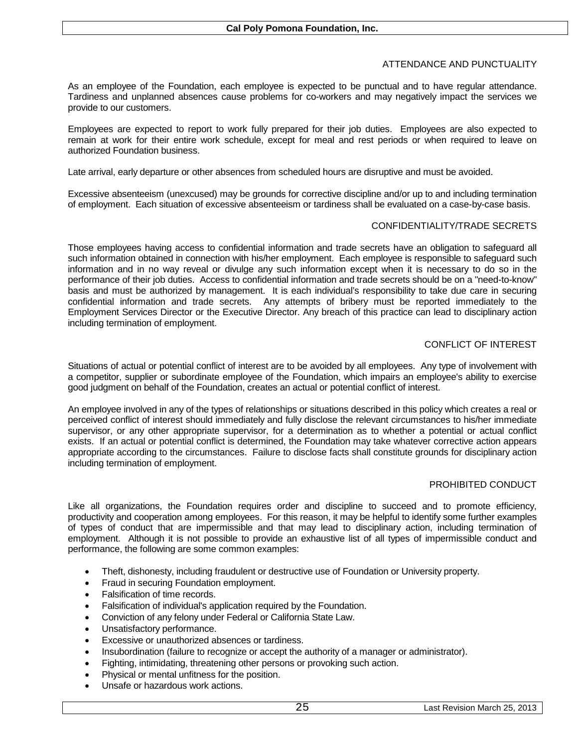## ATTENDANCE AND PUNCTUALITY

As an employee of the Foundation, each employee is expected to be punctual and to have regular attendance. Tardiness and unplanned absences cause problems for co-workers and may negatively impact the services we provide to our customers.

Employees are expected to report to work fully prepared for their job duties. Employees are also expected to remain at work for their entire work schedule, except for meal and rest periods or when required to leave on authorized Foundation business.

Late arrival, early departure or other absences from scheduled hours are disruptive and must be avoided.

Excessive absenteeism (unexcused) may be grounds for corrective discipline and/or up to and including termination of employment. Each situation of excessive absenteeism or tardiness shall be evaluated on a case-by-case basis.

## CONFIDENTIALITY/TRADE SECRETS

Those employees having access to confidential information and trade secrets have an obligation to safeguard all such information obtained in connection with his/her employment. Each employee is responsible to safeguard such information and in no way reveal or divulge any such information except when it is necessary to do so in the performance of their job duties. Access to confidential information and trade secrets should be on a "need-to-know" basis and must be authorized by management. It is each individual's responsibility to take due care in securing confidential information and trade secrets. Any attempts of bribery must be reported immediately to the Employment Services Director or the Executive Director. Any breach of this practice can lead to disciplinary action including termination of employment.

## CONFLICT OF INTEREST

Situations of actual or potential conflict of interest are to be avoided by all employees. Any type of involvement with a competitor, supplier or subordinate employee of the Foundation, which impairs an employee's ability to exercise good judgment on behalf of the Foundation, creates an actual or potential conflict of interest.

An employee involved in any of the types of relationships or situations described in this policy which creates a real or perceived conflict of interest should immediately and fully disclose the relevant circumstances to his/her immediate supervisor, or any other appropriate supervisor, for a determination as to whether a potential or actual conflict exists. If an actual or potential conflict is determined, the Foundation may take whatever corrective action appears appropriate according to the circumstances. Failure to disclose facts shall constitute grounds for disciplinary action including termination of employment.

## PROHIBITED CONDUCT

Like all organizations, the Foundation requires order and discipline to succeed and to promote efficiency, productivity and cooperation among employees. For this reason, it may be helpful to identify some further examples of types of conduct that are impermissible and that may lead to disciplinary action, including termination of employment. Although it is not possible to provide an exhaustive list of all types of impermissible conduct and performance, the following are some common examples:

- Theft, dishonesty, including fraudulent or destructive use of Foundation or University property.
- Fraud in securing Foundation employment.
- Falsification of time records.
- Falsification of individual's application required by the Foundation.
- Conviction of any felony under Federal or California State Law.
- Unsatisfactory performance.
- Excessive or unauthorized absences or tardiness.
- Insubordination (failure to recognize or accept the authority of a manager or administrator).
- Fighting, intimidating, threatening other persons or provoking such action.
- Physical or mental unfitness for the position.
- Unsafe or hazardous work actions.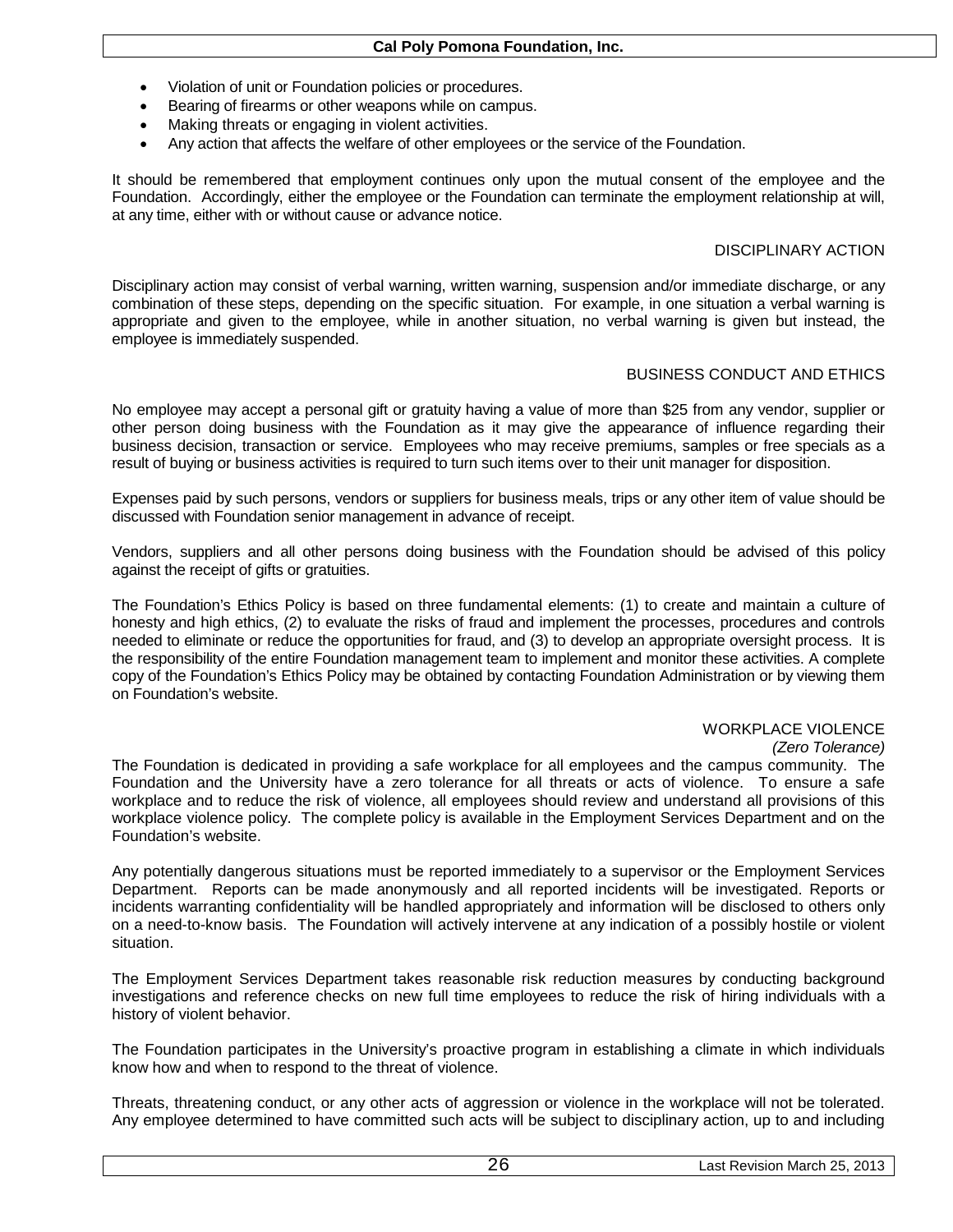- Violation of unit or Foundation policies or procedures.
- Bearing of firearms or other weapons while on campus.
- Making threats or engaging in violent activities.
- Any action that affects the welfare of other employees or the service of the Foundation.

It should be remembered that employment continues only upon the mutual consent of the employee and the Foundation. Accordingly, either the employee or the Foundation can terminate the employment relationship at will, at any time, either with or without cause or advance notice.

## DISCIPLINARY ACTION

Disciplinary action may consist of verbal warning, written warning, suspension and/or immediate discharge, or any combination of these steps, depending on the specific situation. For example, in one situation a verbal warning is appropriate and given to the employee, while in another situation, no verbal warning is given but instead, the employee is immediately suspended.

## BUSINESS CONDUCT AND ETHICS

No employee may accept a personal gift or gratuity having a value of more than $25 from any vendor, supplier or other person doing business with the Foundation as it may give the appearance of influence regarding their business decision, transaction or service. Employees who may receive premiums, samples or free specials as a result of buying or business activities is required to turn such items over to their unit manager for disposition.

Expenses paid by such persons, vendors or suppliers for business meals, trips or any other item of value should be discussed with Foundation senior management in advance of receipt.

Vendors, suppliers and all other persons doing business with the Foundation should be advised of this policy against the receipt of gifts or gratuities.

The Foundation's Ethics Policy is based on three fundamental elements: (1) to create and maintain a culture of honesty and high ethics, (2) to evaluate the risks of fraud and implement the processes, procedures and controls needed to eliminate or reduce the opportunities for fraud, and (3) to develop an appropriate oversight process. It is the responsibility of the entire Foundation management team to implement and monitor these activities. A complete copy of the Foundation's Ethics Policy may be obtained by contacting Foundation Administration or by viewing them on Foundation's website.

## WORKPLACE VIOLENCE

*(Zero Tolerance)*

The Foundation is dedicated in providing a safe workplace for all employees and the campus community. The Foundation and the University have a zero tolerance for all threats or acts of violence. To ensure a safe workplace and to reduce the risk of violence, all employees should review and understand all provisions of this workplace violence policy. The complete policy is available in the Employment Services Department and on the Foundation's website.

Any potentially dangerous situations must be reported immediately to a supervisor or the Employment Services Department. Reports can be made anonymously and all reported incidents will be investigated. Reports or incidents warranting confidentiality will be handled appropriately and information will be disclosed to others only on a need-to-know basis. The Foundation will actively intervene at any indication of a possibly hostile or violent situation.

The Employment Services Department takes reasonable risk reduction measures by conducting background investigations and reference checks on new full time employees to reduce the risk of hiring individuals with a history of violent behavior.

The Foundation participates in the University's proactive program in establishing a climate in which individuals know how and when to respond to the threat of violence.

Threats, threatening conduct, or any other acts of aggression or violence in the workplace will not be tolerated. Any employee determined to have committed such acts will be subject to disciplinary action, up to and including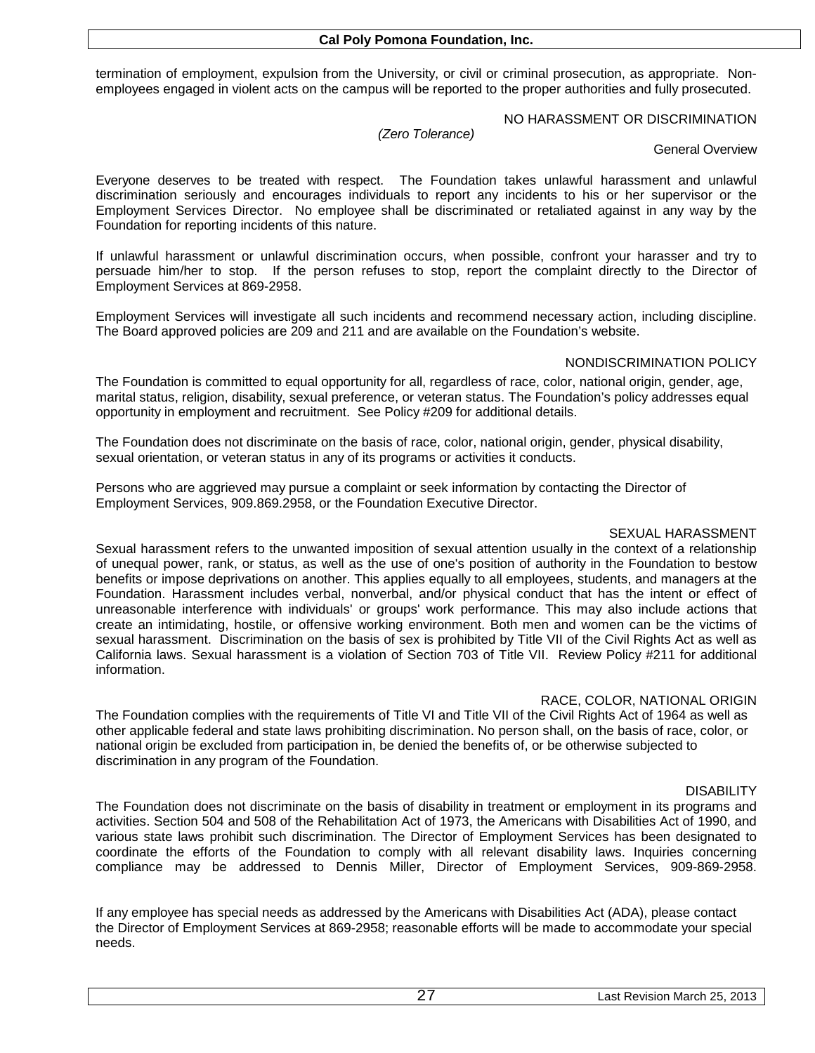termination of employment, expulsion from the University, or civil or criminal prosecution, as appropriate. Non-employees engaged in violent acts on the campus will be reported to the proper authorities and fully prosecuted.

## NO HARASSMENT OR DISCRIMINATION

*(Zero Tolerance)*

### General Overview

Everyone deserves to be treated with respect. The Foundation takes unlawful harassment and unlawful discrimination seriously and encourages individuals to report any incidents to his or her supervisor or the Employment Services Director. No employee shall be discriminated or retaliated against in any way by the Foundation for reporting incidents of this nature.

If unlawful harassment or unlawful discrimination occurs, when possible, confront your harasser and try to persuade him/her to stop. If the person refuses to stop, report the complaint directly to the Director of Employment Services at 869-2958.

Employment Services will investigate all such incidents and recommend necessary action, including discipline. The Board approved policies are 209 and 211 and are available on the Foundation's website.

### NONDISCRIMINATION POLICY

The Foundation is committed to equal opportunity for all, regardless of race, color, national origin, gender, age, marital status, religion, disability, sexual preference, or veteran status. The Foundation's policy addresses equal opportunity in employment and recruitment. See Policy #209 for additional details.

The Foundation does not discriminate on the basis of race, color, national origin, gender, physical disability, sexual orientation, or veteran status in any of its programs or activities it conducts.

Persons who are aggrieved may pursue a complaint or seek information by contacting the Director of Employment Services, 909.869.2958, or the Foundation Executive Director.

### SEXUAL HARASSMENT

Sexual harassment refers to the unwanted imposition of sexual attention usually in the context of a relationship of unequal power, rank, or status, as well as the use of one's position of authority in the Foundation to bestow benefits or impose deprivations on another. This applies equally to all employees, students, and managers at the Foundation. Harassment includes verbal, nonverbal, and/or physical conduct that has the intent or effect of unreasonable interference with individuals' or groups' work performance. This may also include actions that create an intimidating, hostile, or offensive working environment. Both men and women can be the victims of sexual harassment. Discrimination on the basis of sex is prohibited by Title VII of the Civil Rights Act as well as California laws. Sexual harassment is a violation of Section 703 of Title VII. Review Policy #211 for additional information.

### RACE, COLOR, NATIONAL ORIGIN

The Foundation complies with the requirements of Title VI and Title VII of the Civil Rights Act of 1964 as well as other applicable federal and state laws prohibiting discrimination. No person shall, on the basis of race, color, or national origin be excluded from participation in, be denied the benefits of, or be otherwise subjected to discrimination in any program of the Foundation.

### DISABILITY

The Foundation does not discriminate on the basis of disability in treatment or employment in its programs and activities. Section 504 and 508 of the Rehabilitation Act of 1973, the Americans with Disabilities Act of 1990, and various state laws prohibit such discrimination. The Director of Employment Services has been designated to coordinate the efforts of the Foundation to comply with all relevant disability laws. Inquiries concerning compliance may be addressed to Dennis Miller, Director of Employment Services, 909-869-2958.

If any employee has special needs as addressed by the Americans with Disabilities Act (ADA), please contact the Director of Employment Services at 869-2958; reasonable efforts will be made to accommodate your special needs.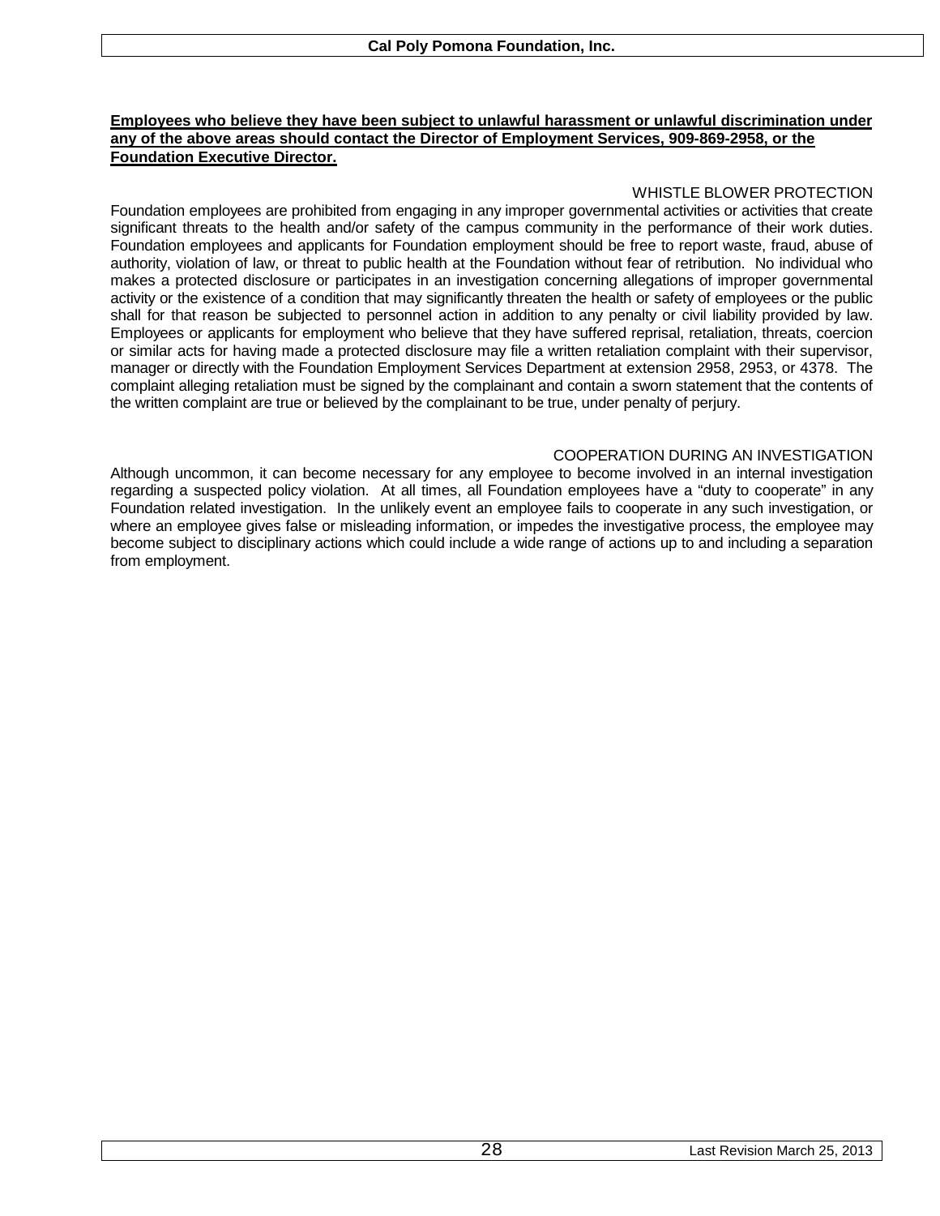**Employees who believe they have been subject to unlawful harassment or unlawful discrimination under any of the above areas should contact the Director of Employment Services, 909-869-2958, or the Foundation Executive Director.**

## WHISTLE BLOWER PROTECTION

Foundation employees are prohibited from engaging in any improper governmental activities or activities that create significant threats to the health and/or safety of the campus community in the performance of their work duties. Foundation employees and applicants for Foundation employment should be free to report waste, fraud, abuse of authority, violation of law, or threat to public health at the Foundation without fear of retribution. No individual who makes a protected disclosure or participates in an investigation concerning allegations of improper governmental activity or the existence of a condition that may significantly threaten the health or safety of employees or the public shall for that reason be subjected to personnel action in addition to any penalty or civil liability provided by law. Employees or applicants for employment who believe that they have suffered reprisal, retaliation, threats, coercion or similar acts for having made a protected disclosure may file a written retaliation complaint with their supervisor, manager or directly with the Foundation Employment Services Department at extension 2958, 2953, or 4378. The complaint alleging retaliation must be signed by the complainant and contain a sworn statement that the contents of the written complaint are true or believed by the complainant to be true, under penalty of perjury.

## COOPERATION DURING AN INVESTIGATION

Although uncommon, it can become necessary for any employee to become involved in an internal investigation regarding a suspected policy violation. At all times, all Foundation employees have a "duty to cooperate" in any Foundation related investigation. In the unlikely event an employee fails to cooperate in any such investigation, or where an employee gives false or misleading information, or impedes the investigative process, the employee may become subject to disciplinary actions which could include a wide range of actions up to and including a separation from employment.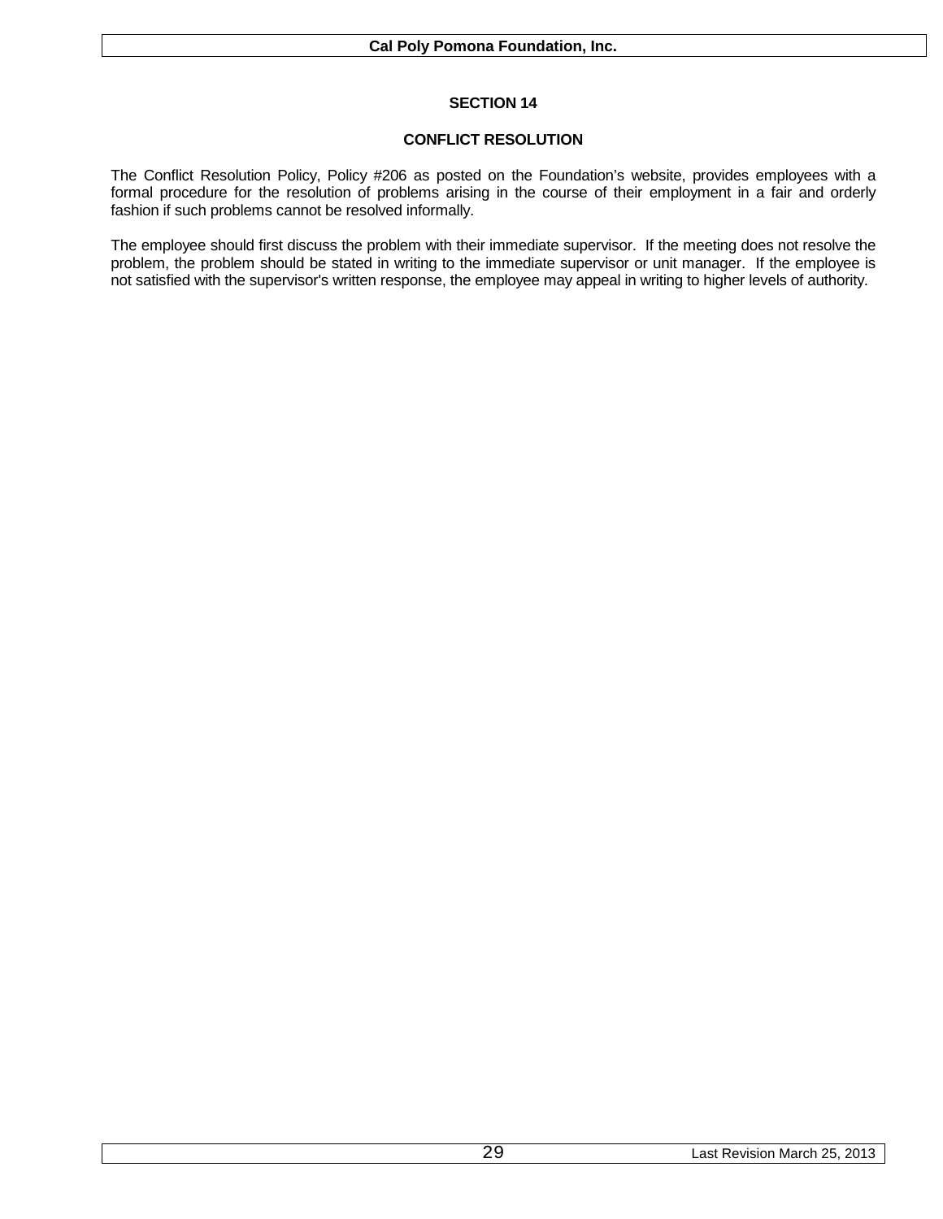## SECTION 14

## CONFLICT RESOLUTION

The Conflict Resolution Policy, Policy #206 as posted on the Foundation's website, provides employees with a formal procedure for the resolution of problems arising in the course of their employment in a fair and orderly fashion if such problems cannot be resolved informally.

The employee should first discuss the problem with their immediate supervisor. If the meeting does not resolve the problem, the problem should be stated in writing to the immediate supervisor or unit manager. If the employee is not satisfied with the supervisor's written response, the employee may appeal in writing to higher levels of authority.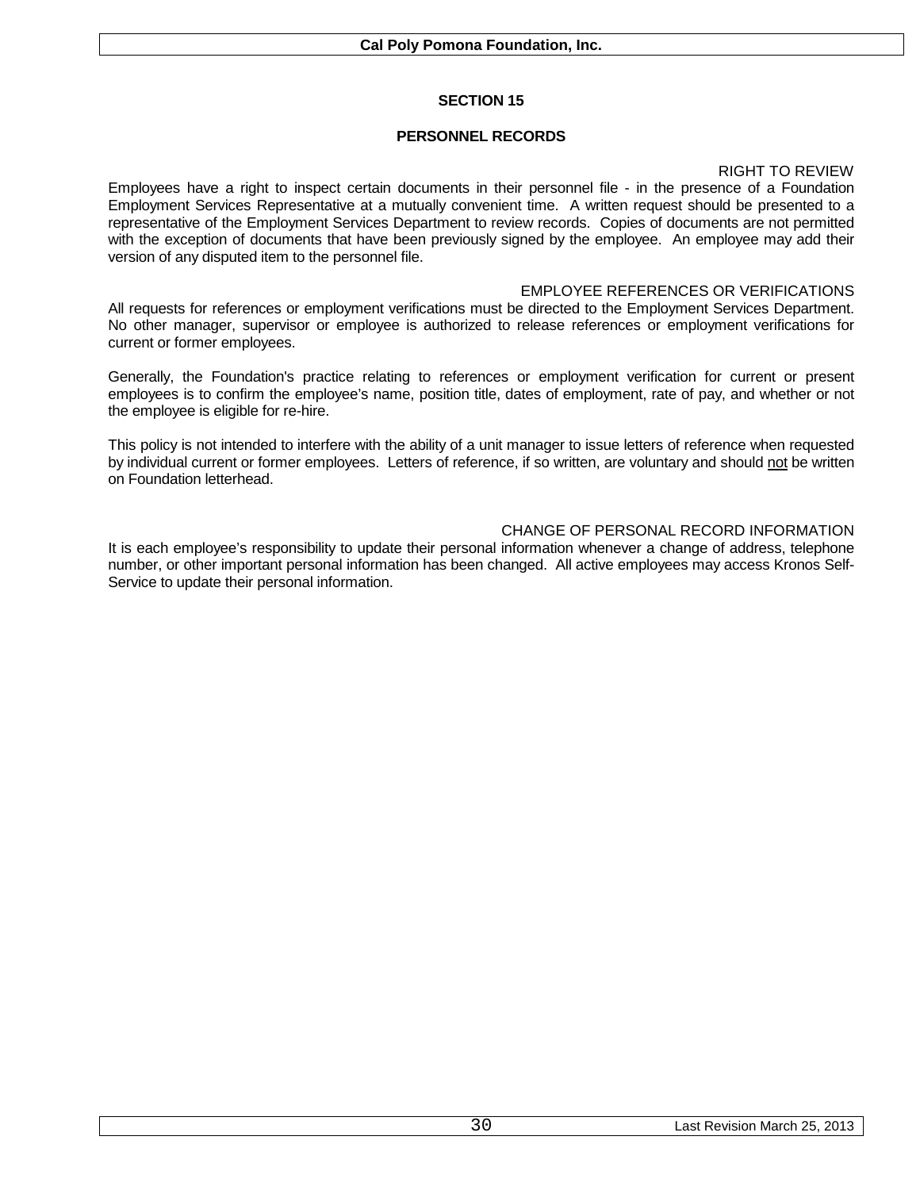## SECTION 15

## PERSONNEL RECORDS

### RIGHT TO REVIEW

Employees have a right to inspect certain documents in their personnel file - in the presence of a Foundation Employment Services Representative at a mutually convenient time. A written request should be presented to a representative of the Employment Services Department to review records. Copies of documents are not permitted with the exception of documents that have been previously signed by the employee. An employee may add their version of any disputed item to the personnel file.

### EMPLOYEE REFERENCES OR VERIFICATIONS

All requests for references or employment verifications must be directed to the Employment Services Department. No other manager, supervisor or employee is authorized to release references or employment verifications for current or former employees.

Generally, the Foundation's practice relating to references or employment verification for current or present employees is to confirm the employee's name, position title, dates of employment, rate of pay, and whether or not the employee is eligible for re-hire.

This policy is not intended to interfere with the ability of a unit manager to issue letters of reference when requested by individual current or former employees. Letters of reference, if so written, are voluntary and should <u>not</u> be written on Foundation letterhead.

### CHANGE OF PERSONAL RECORD INFORMATION

It is each employee's responsibility to update their personal information whenever a change of address, telephone number, or other important personal information has been changed. All active employees may access Kronos Self-Service to update their personal information.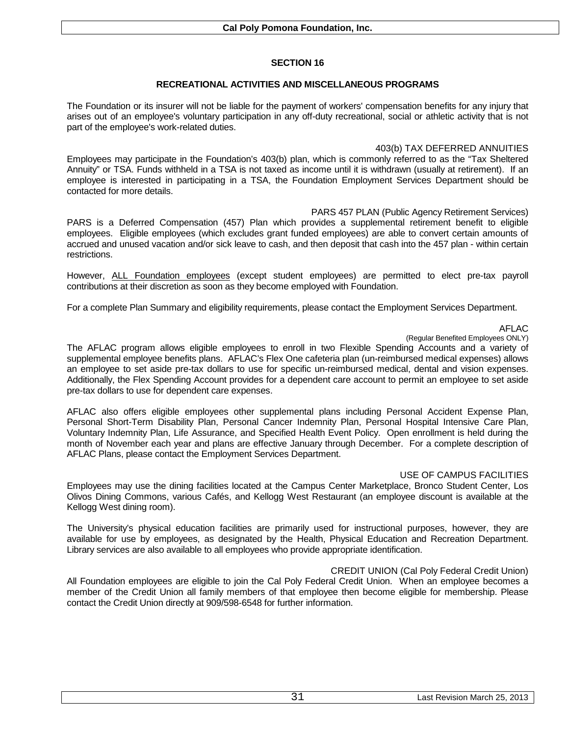## SECTION 16

### RECREATIONAL ACTIVITIES AND MISCELLANEOUS PROGRAMS

The Foundation or its insurer will not be liable for the payment of workers' compensation benefits for any injury that arises out of an employee's voluntary participation in any off-duty recreational, social or athletic activity that is not part of the employee's work-related duties.

#### 403(b) TAX DEFERRED ANNUITIES

Employees may participate in the Foundation's 403(b) plan, which is commonly referred to as the "Tax Sheltered Annuity" or TSA. Funds withheld in a TSA is not taxed as income until it is withdrawn (usually at retirement). If an employee is interested in participating in a TSA, the Foundation Employment Services Department should be contacted for more details.

#### PARS 457 PLAN (Public Agency Retirement Services)

PARS is a Deferred Compensation (457) Plan which provides a supplemental retirement benefit to eligible employees. Eligible employees (which excludes grant funded employees) are able to convert certain amounts of accrued and unused vacation and/or sick leave to cash, and then deposit that cash into the 457 plan - within certain restrictions.

However, ALL Foundation employees (except student employees) are permitted to elect pre-tax payroll contributions at their discretion as soon as they become employed with Foundation.

For a complete Plan Summary and eligibility requirements, please contact the Employment Services Department.

#### AFLAC

(Regular Benefited Employees ONLY)

The AFLAC program allows eligible employees to enroll in two Flexible Spending Accounts and a variety of supplemental employee benefits plans. AFLAC's Flex One cafeteria plan (un-reimbursed medical expenses) allows an employee to set aside pre-tax dollars to use for specific un-reimbursed medical, dental and vision expenses. Additionally, the Flex Spending Account provides for a dependent care account to permit an employee to set aside pre-tax dollars to use for dependent care expenses.

AFLAC also offers eligible employees other supplemental plans including Personal Accident Expense Plan, Personal Short-Term Disability Plan, Personal Cancer Indemnity Plan, Personal Hospital Intensive Care Plan, Voluntary Indemnity Plan, Life Assurance, and Specified Health Event Policy. Open enrollment is held during the month of November each year and plans are effective January through December. For a complete description of AFLAC Plans, please contact the Employment Services Department.

#### USE OF CAMPUS FACILITIES

Employees may use the dining facilities located at the Campus Center Marketplace, Bronco Student Center, Los Olivos Dining Commons, various Cafés, and Kellogg West Restaurant (an employee discount is available at the Kellogg West dining room).

The University's physical education facilities are primarily used for instructional purposes, however, they are available for use by employees, as designated by the Health, Physical Education and Recreation Department. Library services are also available to all employees who provide appropriate identification.

#### CREDIT UNION (Cal Poly Federal Credit Union)

All Foundation employees are eligible to join the Cal Poly Federal Credit Union. When an employee becomes a member of the Credit Union all family members of that employee then become eligible for membership. Please contact the Credit Union directly at 909/598-6548 for further information.